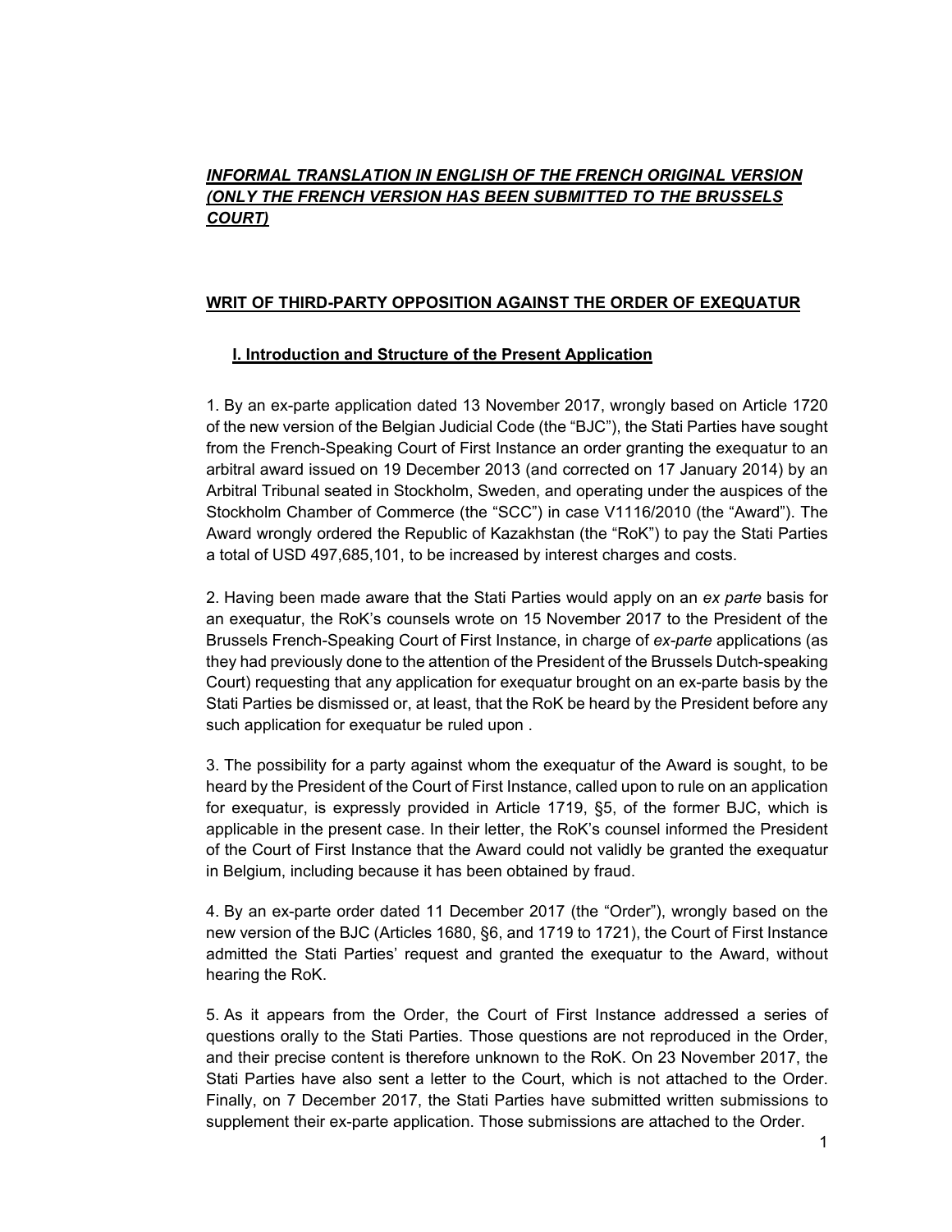***INFORMAL TRANSLATION IN ENGLISH OF THE FRENCH ORIGINAL VERSION (ONLY THE FRENCH VERSION HAS BEEN SUBMITTED TO THE BRUSSELS COURT)***

## WRIT OF THIRD-PARTY OPPOSITION AGAINST THE ORDER OF EXEQUATUR

### I. Introduction and Structure of the Present Application

1. By an ex-parte application dated 13 November 2017, wrongly based on Article 1720 of the new version of the Belgian Judicial Code (the "BJC"), the Stati Parties have sought from the French-Speaking Court of First Instance an order granting the exequatur to an arbitral award issued on 19 December 2013 (and corrected on 17 January 2014) by an Arbitral Tribunal seated in Stockholm, Sweden, and operating under the auspices of the Stockholm Chamber of Commerce (the "SCC") in case V1116/2010 (the "Award"). The Award wrongly ordered the Republic of Kazakhstan (the "RoK") to pay the Stati Parties a total of USD 497,685,101, to be increased by interest charges and costs.

2. Having been made aware that the Stati Parties would apply on an *ex parte* basis for an exequatur, the RoK's counsels wrote on 15 November 2017 to the President of the Brussels French-Speaking Court of First Instance, in charge of *ex-parte* applications (as they had previously done to the attention of the President of the Brussels Dutch-speaking Court) requesting that any application for exequatur brought on an ex-parte basis by the Stati Parties be dismissed or, at least, that the RoK be heard by the President before any such application for exequatur be ruled upon .

3. The possibility for a party against whom the exequatur of the Award is sought, to be heard by the President of the Court of First Instance, called upon to rule on an application for exequatur, is expressly provided in Article 1719, §5, of the former BJC, which is applicable in the present case. In their letter, the RoK's counsel informed the President of the Court of First Instance that the Award could not validly be granted the exequatur in Belgium, including because it has been obtained by fraud.

4. By an ex-parte order dated 11 December 2017 (the "Order"), wrongly based on the new version of the BJC (Articles 1680, §6, and 1719 to 1721), the Court of First Instance admitted the Stati Parties' request and granted the exequatur to the Award, without hearing the RoK.

5. As it appears from the Order, the Court of First Instance addressed a series of questions orally to the Stati Parties. Those questions are not reproduced in the Order, and their precise content is therefore unknown to the RoK. On 23 November 2017, the Stati Parties have also sent a letter to the Court, which is not attached to the Order. Finally, on 7 December 2017, the Stati Parties have submitted written submissions to supplement their ex-parte application. Those submissions are attached to the Order.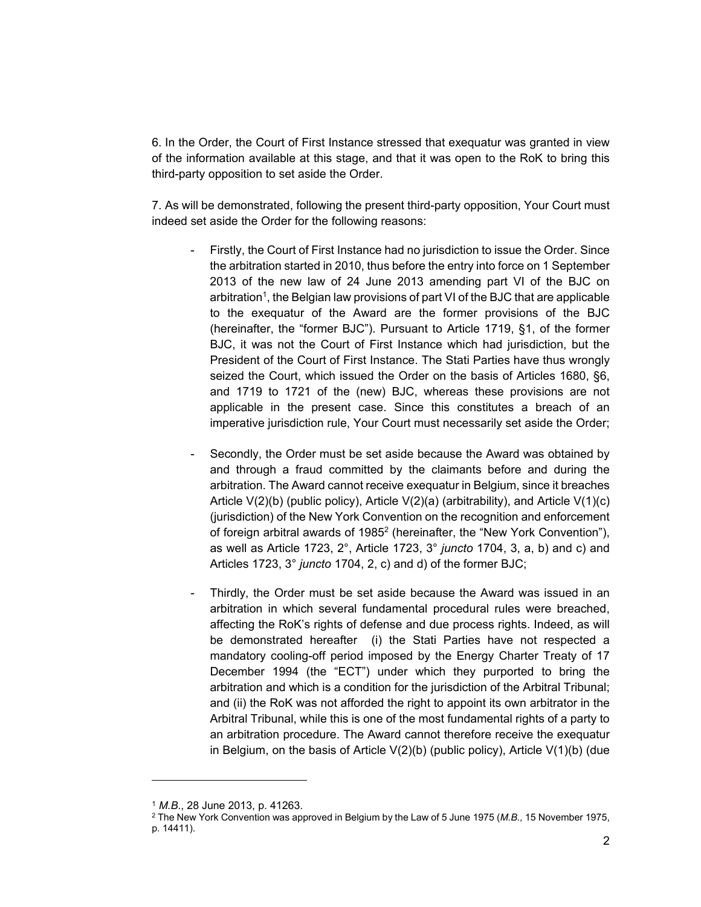6. In the Order, the Court of First Instance stressed that exequatur was granted in view of the information available at this stage, and that it was open to the RoK to bring this third-party opposition to set aside the Order.

7. As will be demonstrated, following the present third-party opposition, Your Court must indeed set aside the Order for the following reasons:

- Firstly, the Court of First Instance had no jurisdiction to issue the Order. Since the arbitration started in 2010, thus before the entry into force on 1 September 2013 of the new law of 24 June 2013 amending part VI of the BJC on arbitration[1], the Belgian law provisions of part VI of the BJC that are applicable to the exequatur of the Award are the former provisions of the BJC (hereinafter, the "former BJC"). Pursuant to Article 1719, §1, of the former BJC, it was not the Court of First Instance which had jurisdiction, but the President of the Court of First Instance. The Stati Parties have thus wrongly seized the Court, which issued the Order on the basis of Articles 1680, §6, and 1719 to 1721 of the (new) BJC, whereas these provisions are not applicable in the present case. Since this constitutes a breach of an imperative jurisdiction rule, Your Court must necessarily set aside the Order;

- Secondly, the Order must be set aside because the Award was obtained by and through a fraud committed by the claimants before and during the arbitration. The Award cannot receive exequatur in Belgium, since it breaches Article V(2)(b) (public policy), Article V(2)(a) (arbitrability), and Article V(1)(c) (jurisdiction) of the New York Convention on the recognition and enforcement of foreign arbitral awards of 1985[2] (hereinafter, the "New York Convention"), as well as Article 1723, 2°, Article 1723, 3° *juncto* 1704, 3, a, b) and c) and Articles 1723, 3° *juncto* 1704, 2, c) and d) of the former BJC;

- Thirdly, the Order must be set aside because the Award was issued in an arbitration in which several fundamental procedural rules were breached, affecting the RoK's rights of defense and due process rights. Indeed, as will be demonstrated hereafter (i) the Stati Parties have not respected a mandatory cooling-off period imposed by the Energy Charter Treaty of 17 December 1994 (the "ECT") under which they purported to bring the arbitration and which is a condition for the jurisdiction of the Arbitral Tribunal; and (ii) the RoK was not afforded the right to appoint its own arbitrator in the Arbitral Tribunal, while this is one of the most fundamental rights of a party to an arbitration procedure. The Award cannot therefore receive the exequatur in Belgium, on the basis of Article V(2)(b) (public policy), Article V(1)(b) (due

---

[1] *M.B.*, 28 June 2013, p. 41263.

[2] The New York Convention was approved in Belgium by the Law of 5 June 1975 (*M.B.*, 15 November 1975, p. 14411).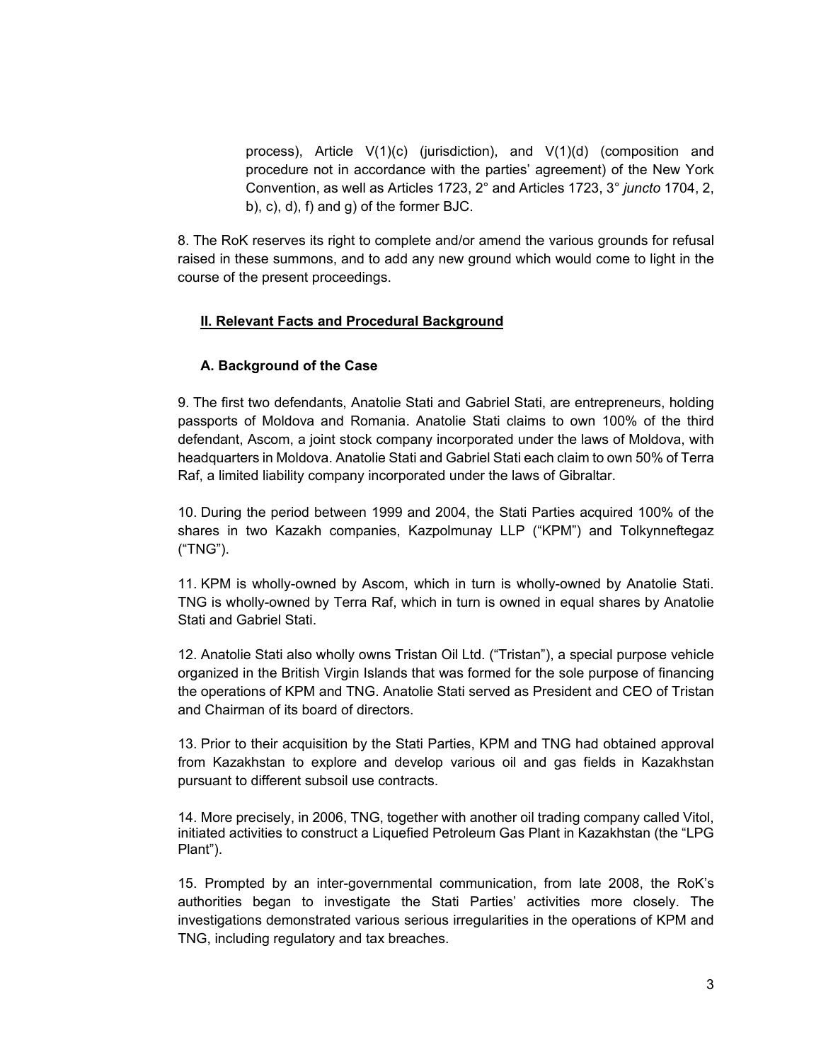process), Article V(1)(c) (jurisdiction), and V(1)(d) (composition and procedure not in accordance with the parties' agreement) of the New York Convention, as well as Articles 1723, 2° and Articles 1723, 3° *juncto* 1704, 2, b), c), d), f) and g) of the former BJC.

8. The RoK reserves its right to complete and/or amend the various grounds for refusal raised in these summons, and to add any new ground which would come to light in the course of the present proceedings.

## II. Relevant Facts and Procedural Background

### A. Background of the Case

9. The first two defendants, Anatolie Stati and Gabriel Stati, are entrepreneurs, holding passports of Moldova and Romania. Anatolie Stati claims to own 100% of the third defendant, Ascom, a joint stock company incorporated under the laws of Moldova, with headquarters in Moldova. Anatolie Stati and Gabriel Stati each claim to own 50% of Terra Raf, a limited liability company incorporated under the laws of Gibraltar.

10. During the period between 1999 and 2004, the Stati Parties acquired 100% of the shares in two Kazakh companies, Kazpolmunay LLP ("KPM") and Tolkynneftegaz ("TNG").

11. KPM is wholly-owned by Ascom, which in turn is wholly-owned by Anatolie Stati. TNG is wholly-owned by Terra Raf, which in turn is owned in equal shares by Anatolie Stati and Gabriel Stati.

12. Anatolie Stati also wholly owns Tristan Oil Ltd. ("Tristan"), a special purpose vehicle organized in the British Virgin Islands that was formed for the sole purpose of financing the operations of KPM and TNG. Anatolie Stati served as President and CEO of Tristan and Chairman of its board of directors.

13. Prior to their acquisition by the Stati Parties, KPM and TNG had obtained approval from Kazakhstan to explore and develop various oil and gas fields in Kazakhstan pursuant to different subsoil use contracts.

14. More precisely, in 2006, TNG, together with another oil trading company called Vitol, initiated activities to construct a Liquefied Petroleum Gas Plant in Kazakhstan (the "LPG Plant").

15. Prompted by an inter-governmental communication, from late 2008, the RoK's authorities began to investigate the Stati Parties' activities more closely. The investigations demonstrated various serious irregularities in the operations of KPM and TNG, including regulatory and tax breaches.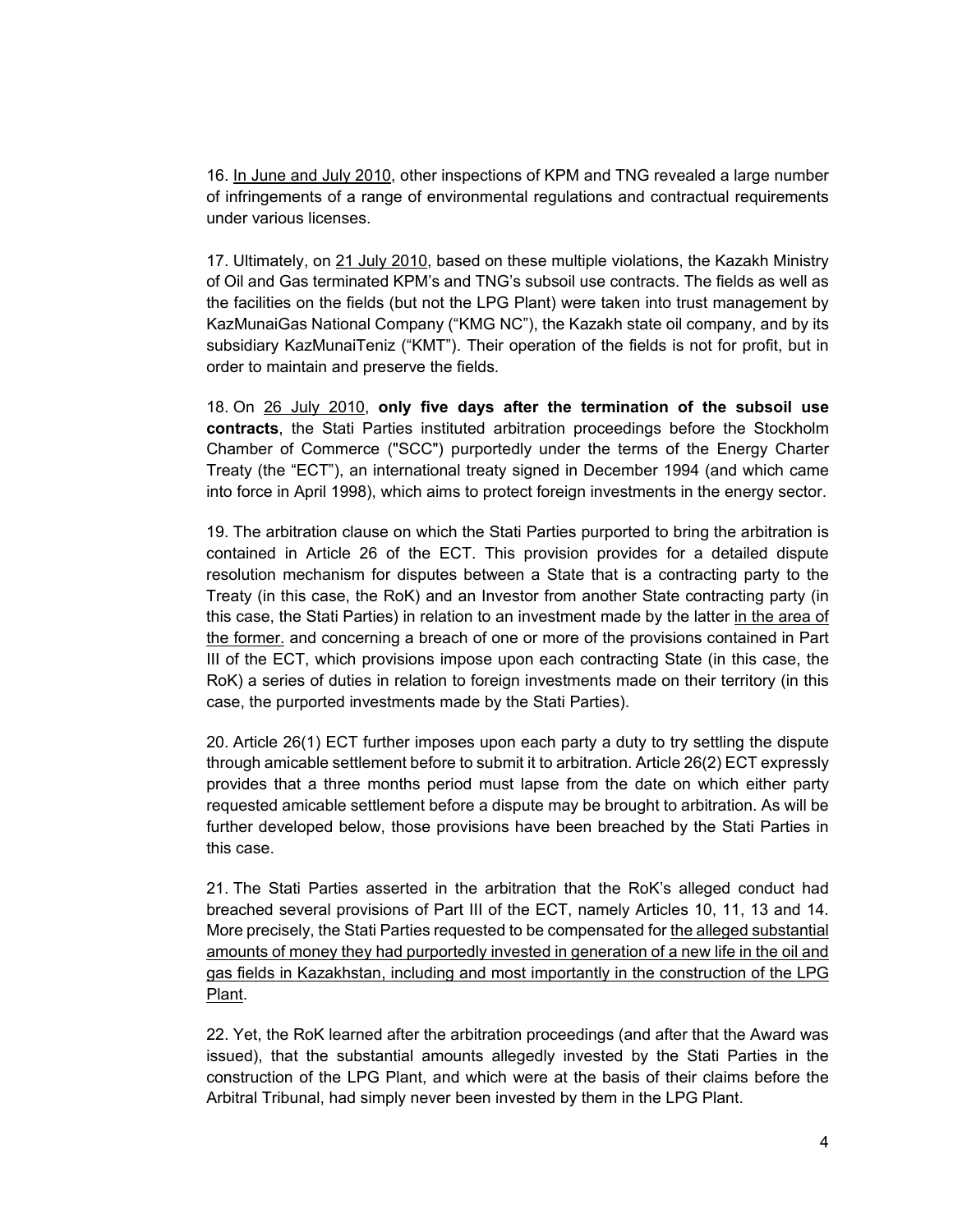16. <u>In June and July 2010</u>, other inspections of KPM and TNG revealed a large number of infringements of a range of environmental regulations and contractual requirements under various licenses.

17. Ultimately, on <u>21 July 2010</u>, based on these multiple violations, the Kazakh Ministry of Oil and Gas terminated KPM's and TNG's subsoil use contracts. The fields as well as the facilities on the fields (but not the LPG Plant) were taken into trust management by KazMunaiGas National Company ("KMG NC"), the Kazakh state oil company, and by its subsidiary KazMunaiTeniz ("KMT"). Their operation of the fields is not for profit, but in order to maintain and preserve the fields.

18. On <u>26 July 2010</u>, **only five days after the termination of the subsoil use contracts**, the Stati Parties instituted arbitration proceedings before the Stockholm Chamber of Commerce ("SCC") purportedly under the terms of the Energy Charter Treaty (the "ECT"), an international treaty signed in December 1994 (and which came into force in April 1998), which aims to protect foreign investments in the energy sector.

19. The arbitration clause on which the Stati Parties purported to bring the arbitration is contained in Article 26 of the ECT. This provision provides for a detailed dispute resolution mechanism for disputes between a State that is a contracting party to the Treaty (in this case, the RoK) and an Investor from another State contracting party (in this case, the Stati Parties) in relation to an investment made by the latter <u>in the area of the former.</u> and concerning a breach of one or more of the provisions contained in Part III of the ECT, which provisions impose upon each contracting State (in this case, the RoK) a series of duties in relation to foreign investments made on their territory (in this case, the purported investments made by the Stati Parties).

20. Article 26(1) ECT further imposes upon each party a duty to try settling the dispute through amicable settlement before to submit it to arbitration. Article 26(2) ECT expressly provides that a three months period must lapse from the date on which either party requested amicable settlement before a dispute may be brought to arbitration. As will be further developed below, those provisions have been breached by the Stati Parties in this case.

21. The Stati Parties asserted in the arbitration that the RoK's alleged conduct had breached several provisions of Part III of the ECT, namely Articles 10, 11, 13 and 14. More precisely, the Stati Parties requested to be compensated for <u>the alleged substantial amounts of money they had purportedly invested in generation of a new life in the oil and gas fields in Kazakhstan, including and most importantly in the construction of the LPG Plant</u>.

22. Yet, the RoK learned after the arbitration proceedings (and after that the Award was issued), that the substantial amounts allegedly invested by the Stati Parties in the construction of the LPG Plant, and which were at the basis of their claims before the Arbitral Tribunal, had simply never been invested by them in the LPG Plant.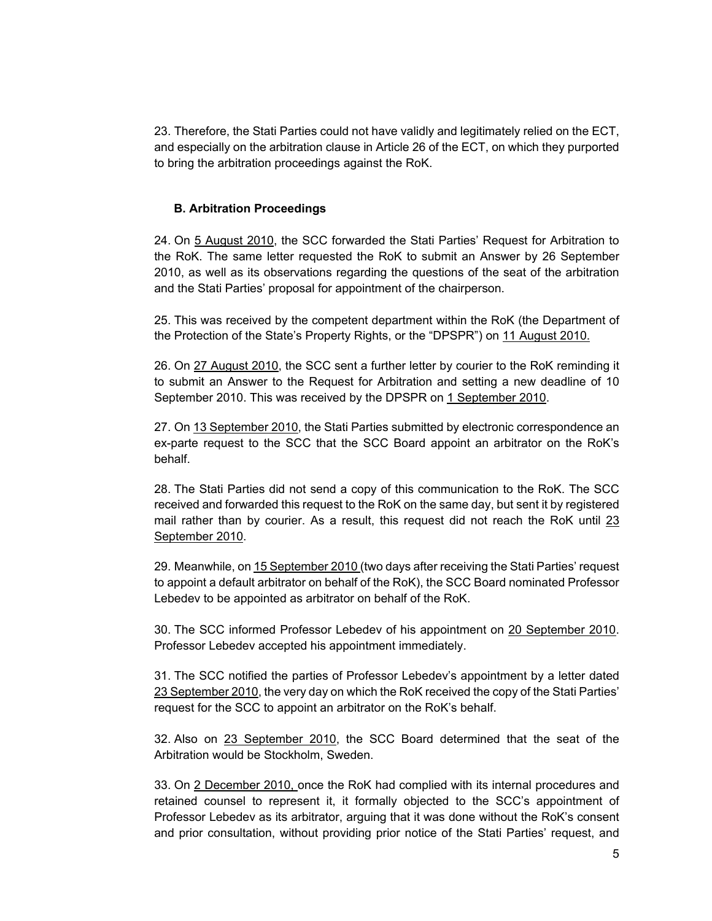23. Therefore, the Stati Parties could not have validly and legitimately relied on the ECT, and especially on the arbitration clause in Article 26 of the ECT, on which they purported to bring the arbitration proceedings against the RoK.

### B. Arbitration Proceedings

24. On 5 August 2010, the SCC forwarded the Stati Parties' Request for Arbitration to the RoK. The same letter requested the RoK to submit an Answer by 26 September 2010, as well as its observations regarding the questions of the seat of the arbitration and the Stati Parties' proposal for appointment of the chairperson.

25. This was received by the competent department within the RoK (the Department of the Protection of the State's Property Rights, or the "DPSPR") on 11 August 2010.

26. On 27 August 2010, the SCC sent a further letter by courier to the RoK reminding it to submit an Answer to the Request for Arbitration and setting a new deadline of 10 September 2010. This was received by the DPSPR on 1 September 2010.

27. On 13 September 2010, the Stati Parties submitted by electronic correspondence an ex-parte request to the SCC that the SCC Board appoint an arbitrator on the RoK's behalf.

28. The Stati Parties did not send a copy of this communication to the RoK. The SCC received and forwarded this request to the RoK on the same day, but sent it by registered mail rather than by courier. As a result, this request did not reach the RoK until 23 September 2010.

29. Meanwhile, on 15 September 2010 (two days after receiving the Stati Parties' request to appoint a default arbitrator on behalf of the RoK), the SCC Board nominated Professor Lebedev to be appointed as arbitrator on behalf of the RoK.

30. The SCC informed Professor Lebedev of his appointment on 20 September 2010. Professor Lebedev accepted his appointment immediately.

31. The SCC notified the parties of Professor Lebedev's appointment by a letter dated 23 September 2010, the very day on which the RoK received the copy of the Stati Parties' request for the SCC to appoint an arbitrator on the RoK's behalf.

32. Also on 23 September 2010, the SCC Board determined that the seat of the Arbitration would be Stockholm, Sweden.

33. On 2 December 2010, once the RoK had complied with its internal procedures and retained counsel to represent it, it formally objected to the SCC's appointment of Professor Lebedev as its arbitrator, arguing that it was done without the RoK's consent and prior consultation, without providing prior notice of the Stati Parties' request, and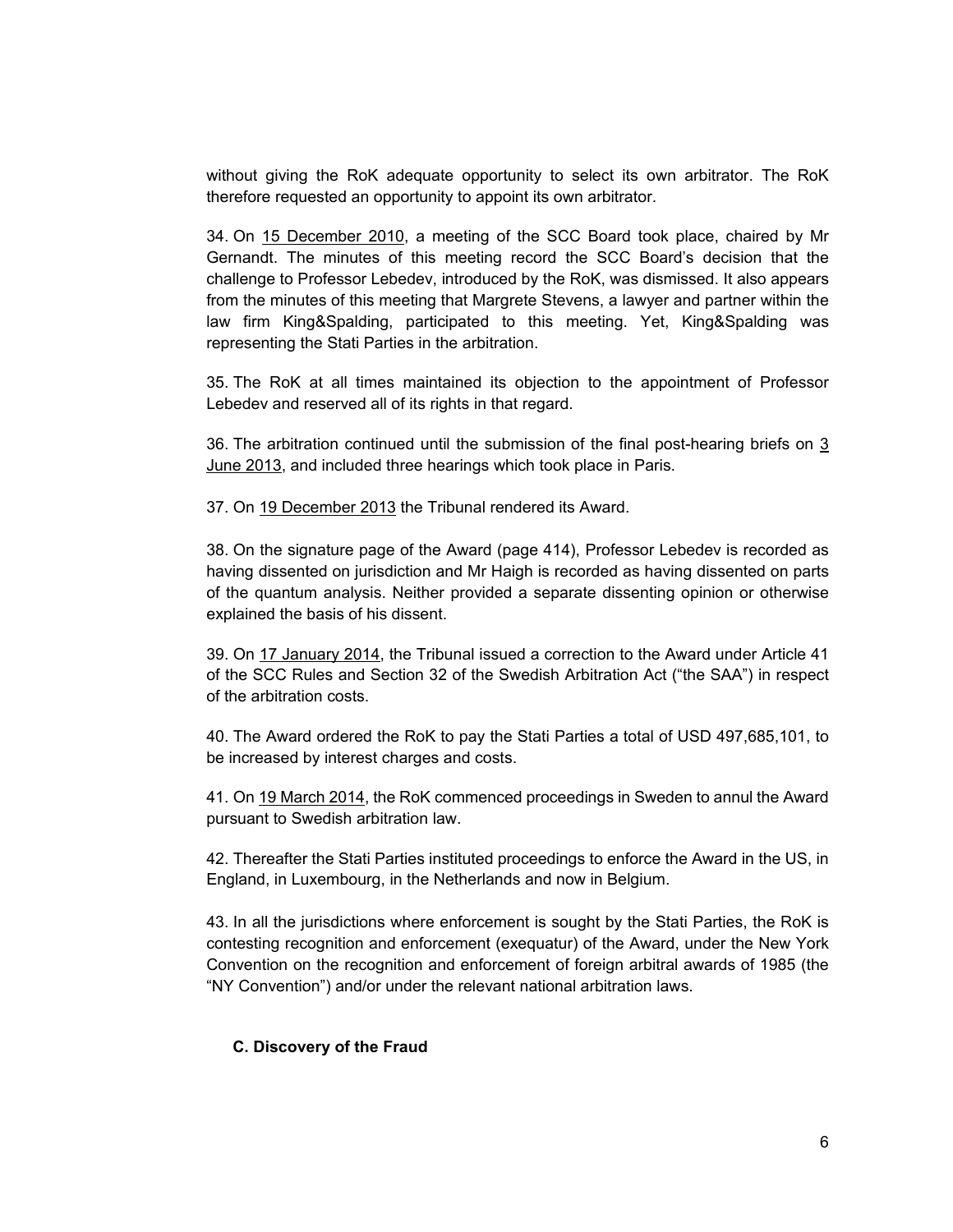without giving the RoK adequate opportunity to select its own arbitrator. The RoK therefore requested an opportunity to appoint its own arbitrator.

34. On 15 December 2010, a meeting of the SCC Board took place, chaired by Mr Gernandt. The minutes of this meeting record the SCC Board's decision that the challenge to Professor Lebedev, introduced by the RoK, was dismissed. It also appears from the minutes of this meeting that Margrete Stevens, a lawyer and partner within the law firm King&Spalding, participated to this meeting. Yet, King&Spalding was representing the Stati Parties in the arbitration.

35. The RoK at all times maintained its objection to the appointment of Professor Lebedev and reserved all of its rights in that regard.

36. The arbitration continued until the submission of the final post-hearing briefs on 3 June 2013, and included three hearings which took place in Paris.

37. On 19 December 2013 the Tribunal rendered its Award.

38. On the signature page of the Award (page 414), Professor Lebedev is recorded as having dissented on jurisdiction and Mr Haigh is recorded as having dissented on parts of the quantum analysis. Neither provided a separate dissenting opinion or otherwise explained the basis of his dissent.

39. On 17 January 2014, the Tribunal issued a correction to the Award under Article 41 of the SCC Rules and Section 32 of the Swedish Arbitration Act ("the SAA") in respect of the arbitration costs.

40. The Award ordered the RoK to pay the Stati Parties a total of USD 497,685,101, to be increased by interest charges and costs.

41. On 19 March 2014, the RoK commenced proceedings in Sweden to annul the Award pursuant to Swedish arbitration law.

42. Thereafter the Stati Parties instituted proceedings to enforce the Award in the US, in England, in Luxembourg, in the Netherlands and now in Belgium.

43. In all the jurisdictions where enforcement is sought by the Stati Parties, the RoK is contesting recognition and enforcement (exequatur) of the Award, under the New York Convention on the recognition and enforcement of foreign arbitral awards of 1985 (the "NY Convention") and/or under the relevant national arbitration laws.

### C. Discovery of the Fraud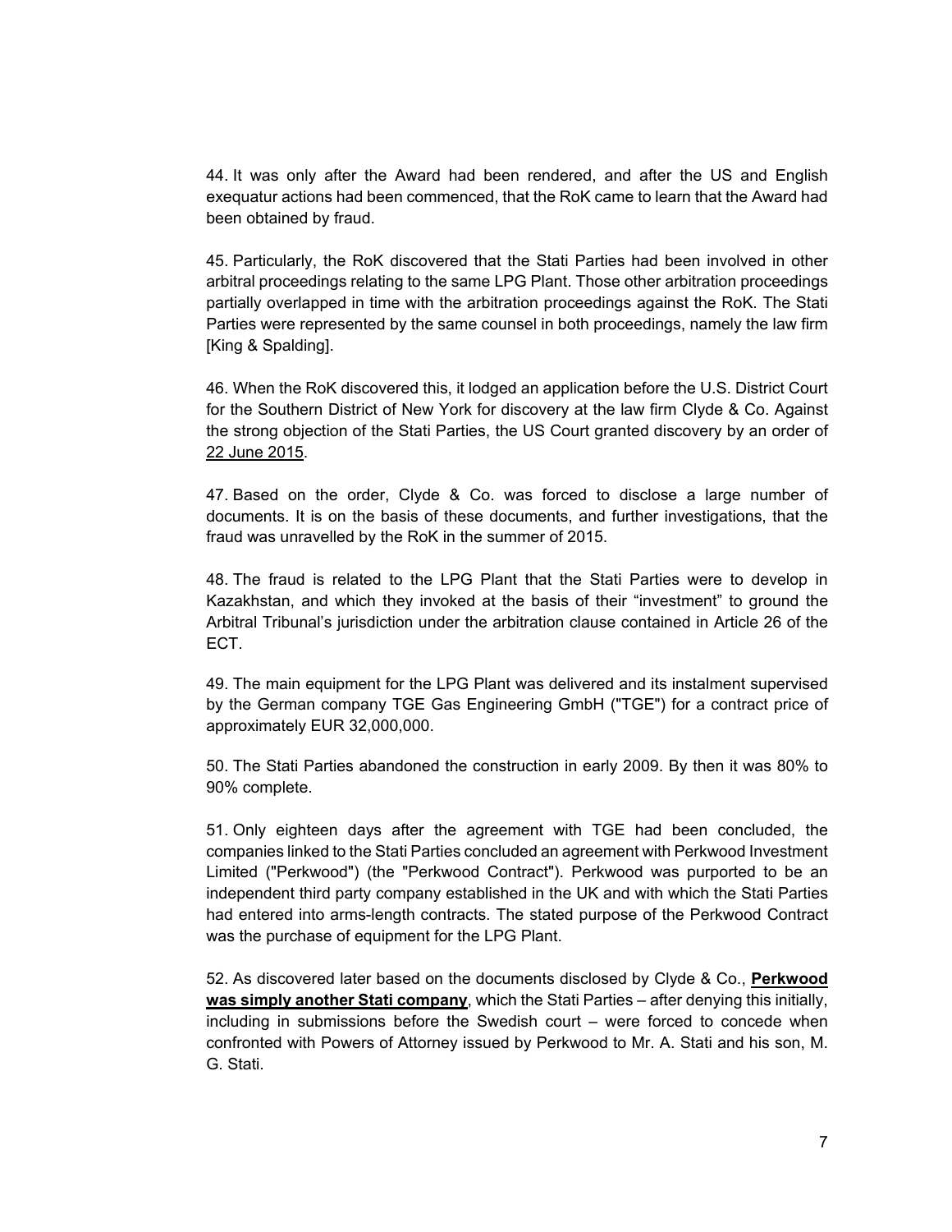44. It was only after the Award had been rendered, and after the US and English exequatur actions had been commenced, that the RoK came to learn that the Award had been obtained by fraud.

45. Particularly, the RoK discovered that the Stati Parties had been involved in other arbitral proceedings relating to the same LPG Plant. Those other arbitration proceedings partially overlapped in time with the arbitration proceedings against the RoK. The Stati Parties were represented by the same counsel in both proceedings, namely the law firm [King & Spalding].

46. When the RoK discovered this, it lodged an application before the U.S. District Court for the Southern District of New York for discovery at the law firm Clyde & Co. Against the strong objection of the Stati Parties, the US Court granted discovery by an order of <u>22 June 2015</u>.

47. Based on the order, Clyde & Co. was forced to disclose a large number of documents. It is on the basis of these documents, and further investigations, that the fraud was unravelled by the RoK in the summer of 2015.

48. The fraud is related to the LPG Plant that the Stati Parties were to develop in Kazakhstan, and which they invoked at the basis of their "investment" to ground the Arbitral Tribunal's jurisdiction under the arbitration clause contained in Article 26 of the ECT.

49. The main equipment for the LPG Plant was delivered and its instalment supervised by the German company TGE Gas Engineering GmbH ("TGE") for a contract price of approximately EUR 32,000,000.

50. The Stati Parties abandoned the construction in early 2009. By then it was 80% to 90% complete.

51. Only eighteen days after the agreement with TGE had been concluded, the companies linked to the Stati Parties concluded an agreement with Perkwood Investment Limited ("Perkwood") (the "Perkwood Contract"). Perkwood was purported to be an independent third party company established in the UK and with which the Stati Parties had entered into arms-length contracts. The stated purpose of the Perkwood Contract was the purchase of equipment for the LPG Plant.

52. As discovered later based on the documents disclosed by Clyde & Co., **<u>Perkwood was simply another Stati company</u>**, which the Stati Parties – after denying this initially, including in submissions before the Swedish court – were forced to concede when confronted with Powers of Attorney issued by Perkwood to Mr. A. Stati and his son, M. G. Stati.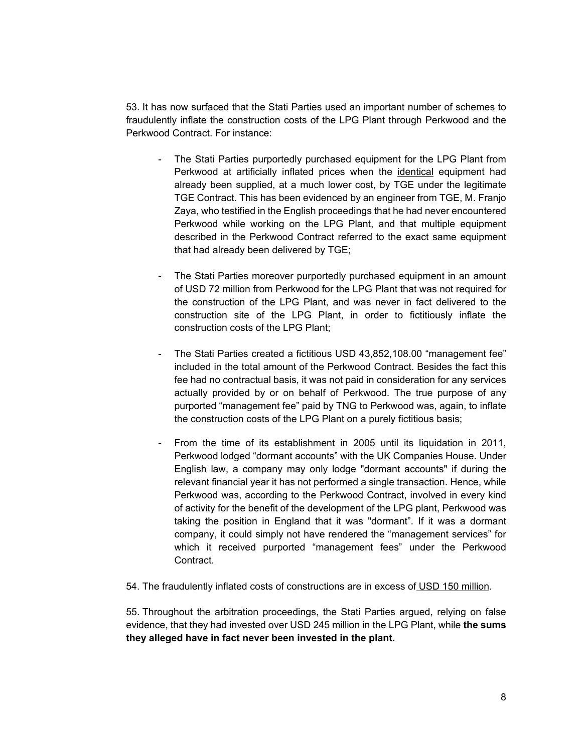53. It has now surfaced that the Stati Parties used an important number of schemes to fraudulently inflate the construction costs of the LPG Plant through Perkwood and the Perkwood Contract. For instance:

- The Stati Parties purportedly purchased equipment for the LPG Plant from Perkwood at artificially inflated prices when the <u>identical</u> equipment had already been supplied, at a much lower cost, by TGE under the legitimate TGE Contract. This has been evidenced by an engineer from TGE, M. Franjo Zaya, who testified in the English proceedings that he had never encountered Perkwood while working on the LPG Plant, and that multiple equipment described in the Perkwood Contract referred to the exact same equipment that had already been delivered by TGE;

- The Stati Parties moreover purportedly purchased equipment in an amount of USD 72 million from Perkwood for the LPG Plant that was not required for the construction of the LPG Plant, and was never in fact delivered to the construction site of the LPG Plant, in order to fictitiously inflate the construction costs of the LPG Plant;

- The Stati Parties created a fictitious USD 43,852,108.00 "management fee" included in the total amount of the Perkwood Contract. Besides the fact this fee had no contractual basis, it was not paid in consideration for any services actually provided by or on behalf of Perkwood. The true purpose of any purported "management fee" paid by TNG to Perkwood was, again, to inflate the construction costs of the LPG Plant on a purely fictitious basis;

- From the time of its establishment in 2005 until its liquidation in 2011, Perkwood lodged "dormant accounts" with the UK Companies House. Under English law, a company may only lodge "dormant accounts" if during the relevant financial year it has <u>not performed a single transaction</u>. Hence, while Perkwood was, according to the Perkwood Contract, involved in every kind of activity for the benefit of the development of the LPG plant, Perkwood was taking the position in England that it was "dormant". If it was a dormant company, it could simply not have rendered the "management services" for which it received purported "management fees" under the Perkwood Contract.

54. The fraudulently inflated costs of constructions are in excess of <u>USD 150 million</u>.

55. Throughout the arbitration proceedings, the Stati Parties argued, relying on false evidence, that they had invested over USD 245 million in the LPG Plant, while **the sums they alleged have in fact never been invested in the plant.**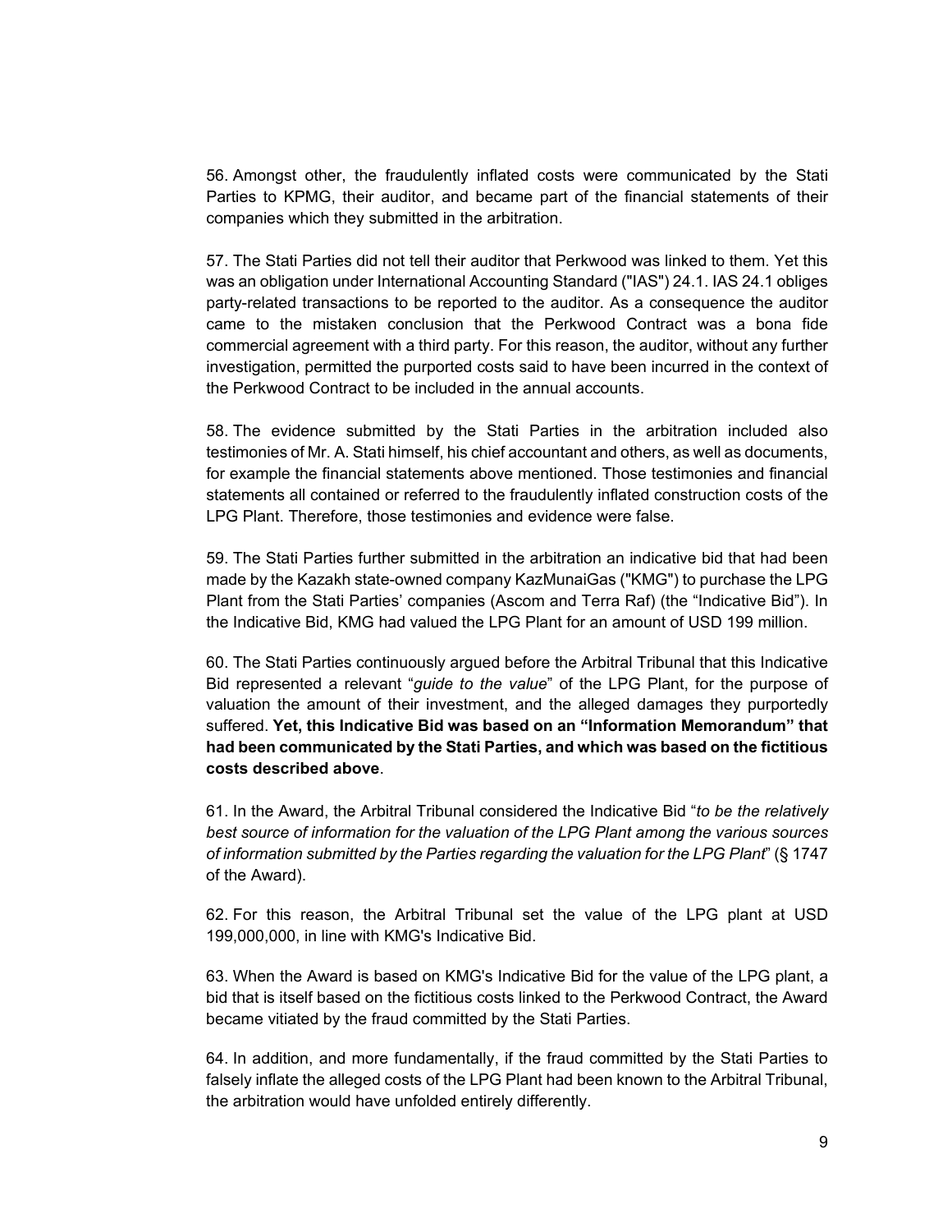56. Amongst other, the fraudulently inflated costs were communicated by the Stati Parties to KPMG, their auditor, and became part of the financial statements of their companies which they submitted in the arbitration.

57. The Stati Parties did not tell their auditor that Perkwood was linked to them. Yet this was an obligation under International Accounting Standard ("IAS") 24.1. IAS 24.1 obliges party-related transactions to be reported to the auditor. As a consequence the auditor came to the mistaken conclusion that the Perkwood Contract was a bona fide commercial agreement with a third party. For this reason, the auditor, without any further investigation, permitted the purported costs said to have been incurred in the context of the Perkwood Contract to be included in the annual accounts.

58. The evidence submitted by the Stati Parties in the arbitration included also testimonies of Mr. A. Stati himself, his chief accountant and others, as well as documents, for example the financial statements above mentioned. Those testimonies and financial statements all contained or referred to the fraudulently inflated construction costs of the LPG Plant. Therefore, those testimonies and evidence were false.

59. The Stati Parties further submitted in the arbitration an indicative bid that had been made by the Kazakh state-owned company KazMunaiGas ("KMG") to purchase the LPG Plant from the Stati Parties' companies (Ascom and Terra Raf) (the "Indicative Bid"). In the Indicative Bid, KMG had valued the LPG Plant for an amount of USD 199 million.

60. The Stati Parties continuously argued before the Arbitral Tribunal that this Indicative Bid represented a relevant "*guide to the value*" of the LPG Plant, for the purpose of valuation the amount of their investment, and the alleged damages they purportedly suffered. **Yet, this Indicative Bid was based on an "Information Memorandum" that had been communicated by the Stati Parties, and which was based on the fictitious costs described above**.

61. In the Award, the Arbitral Tribunal considered the Indicative Bid "*to be the relatively best source of information for the valuation of the LPG Plant among the various sources of information submitted by the Parties regarding the valuation for the LPG Plant*" (§ 1747 of the Award).

62. For this reason, the Arbitral Tribunal set the value of the LPG plant at USD 199,000,000, in line with KMG's Indicative Bid.

63. When the Award is based on KMG's Indicative Bid for the value of the LPG plant, a bid that is itself based on the fictitious costs linked to the Perkwood Contract, the Award became vitiated by the fraud committed by the Stati Parties.

64. In addition, and more fundamentally, if the fraud committed by the Stati Parties to falsely inflate the alleged costs of the LPG Plant had been known to the Arbitral Tribunal, the arbitration would have unfolded entirely differently.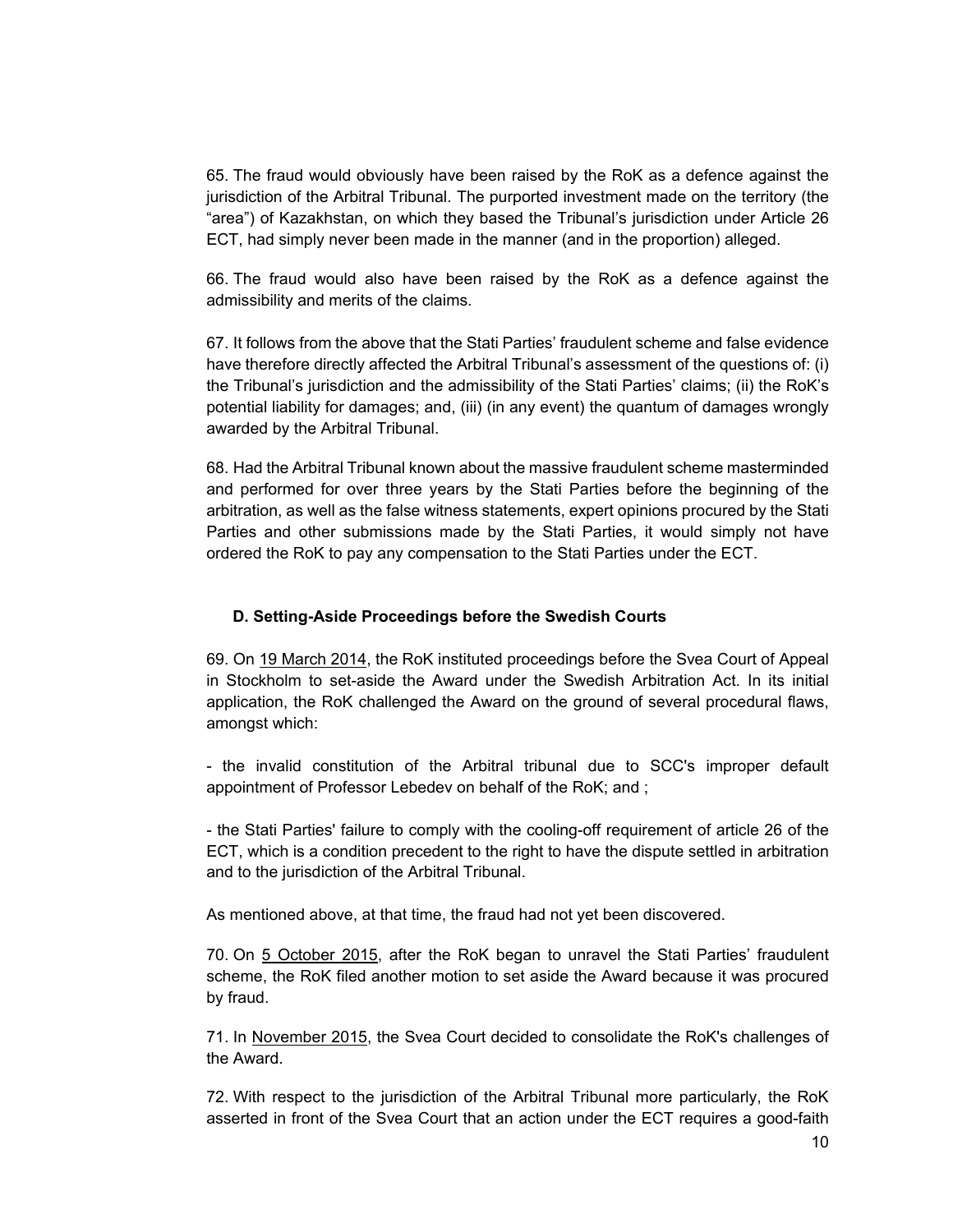65. The fraud would obviously have been raised by the RoK as a defence against the jurisdiction of the Arbitral Tribunal. The purported investment made on the territory (the "area") of Kazakhstan, on which they based the Tribunal's jurisdiction under Article 26 ECT, had simply never been made in the manner (and in the proportion) alleged.

66. The fraud would also have been raised by the RoK as a defence against the admissibility and merits of the claims.

67. It follows from the above that the Stati Parties' fraudulent scheme and false evidence have therefore directly affected the Arbitral Tribunal's assessment of the questions of: (i) the Tribunal's jurisdiction and the admissibility of the Stati Parties' claims; (ii) the RoK's potential liability for damages; and, (iii) (in any event) the quantum of damages wrongly awarded by the Arbitral Tribunal.

68. Had the Arbitral Tribunal known about the massive fraudulent scheme masterminded and performed for over three years by the Stati Parties before the beginning of the arbitration, as well as the false witness statements, expert opinions procured by the Stati Parties and other submissions made by the Stati Parties, it would simply not have ordered the RoK to pay any compensation to the Stati Parties under the ECT.

### D. Setting-Aside Proceedings before the Swedish Courts

69. On 19 March 2014, the RoK instituted proceedings before the Svea Court of Appeal in Stockholm to set-aside the Award under the Swedish Arbitration Act. In its initial application, the RoK challenged the Award on the ground of several procedural flaws, amongst which:

- the invalid constitution of the Arbitral tribunal due to SCC's improper default appointment of Professor Lebedev on behalf of the RoK; and ;

- the Stati Parties' failure to comply with the cooling-off requirement of article 26 of the ECT, which is a condition precedent to the right to have the dispute settled in arbitration and to the jurisdiction of the Arbitral Tribunal.

As mentioned above, at that time, the fraud had not yet been discovered.

70. On 5 October 2015, after the RoK began to unravel the Stati Parties' fraudulent scheme, the RoK filed another motion to set aside the Award because it was procured by fraud.

71. In November 2015, the Svea Court decided to consolidate the RoK's challenges of the Award.

72. With respect to the jurisdiction of the Arbitral Tribunal more particularly, the RoK asserted in front of the Svea Court that an action under the ECT requires a good-faith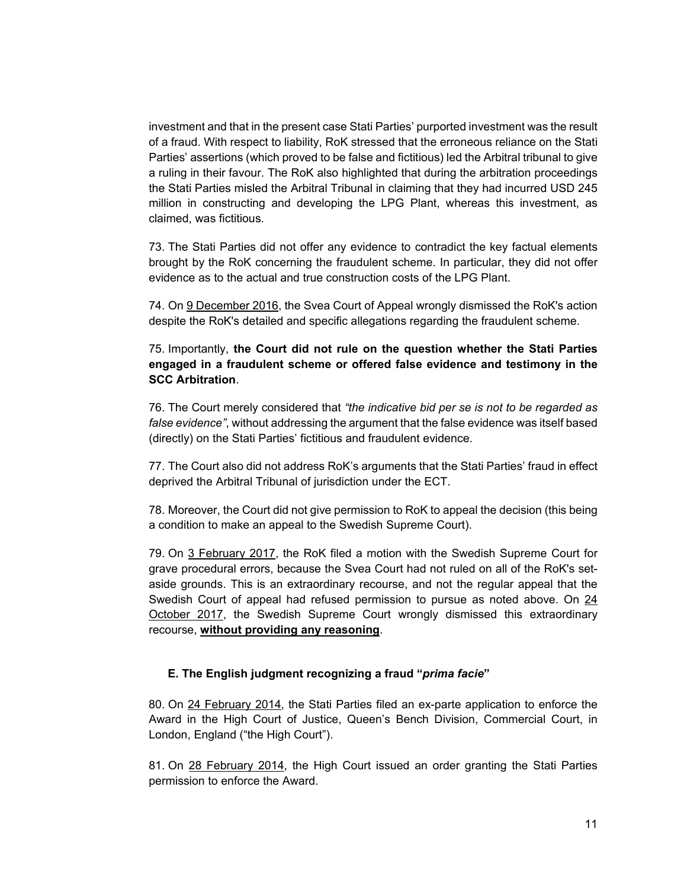investment and that in the present case Stati Parties' purported investment was the result of a fraud. With respect to liability, RoK stressed that the erroneous reliance on the Stati Parties' assertions (which proved to be false and fictitious) led the Arbitral tribunal to give a ruling in their favour. The RoK also highlighted that during the arbitration proceedings the Stati Parties misled the Arbitral Tribunal in claiming that they had incurred USD 245 million in constructing and developing the LPG Plant, whereas this investment, as claimed, was fictitious.

73. The Stati Parties did not offer any evidence to contradict the key factual elements brought by the RoK concerning the fraudulent scheme. In particular, they did not offer evidence as to the actual and true construction costs of the LPG Plant.

74. On <u>9 December 2016</u>, the Svea Court of Appeal wrongly dismissed the RoK's action despite the RoK's detailed and specific allegations regarding the fraudulent scheme.

75. Importantly, **the Court did not rule on the question whether the Stati Parties engaged in a fraudulent scheme or offered false evidence and testimony in the SCC Arbitration**.

76. The Court merely considered that *"the indicative bid per se is not to be regarded as false evidence"*, without addressing the argument that the false evidence was itself based (directly) on the Stati Parties' fictitious and fraudulent evidence.

77. The Court also did not address RoK's arguments that the Stati Parties' fraud in effect deprived the Arbitral Tribunal of jurisdiction under the ECT.

78. Moreover, the Court did not give permission to RoK to appeal the decision (this being a condition to make an appeal to the Swedish Supreme Court).

79. On <u>3 February 2017</u>, the RoK filed a motion with the Swedish Supreme Court for grave procedural errors, because the Svea Court had not ruled on all of the RoK's set-aside grounds. This is an extraordinary recourse, and not the regular appeal that the Swedish Court of appeal had refused permission to pursue as noted above. On <u>24 October 2017</u>, the Swedish Supreme Court wrongly dismissed this extraordinary recourse, **<u>without providing any reasoning</u>**.

### E. The English judgment recognizing a fraud "*prima facie*"

80. On <u>24 February 2014</u>, the Stati Parties filed an ex-parte application to enforce the Award in the High Court of Justice, Queen's Bench Division, Commercial Court, in London, England ("the High Court").

81. On <u>28 February 2014</u>, the High Court issued an order granting the Stati Parties permission to enforce the Award.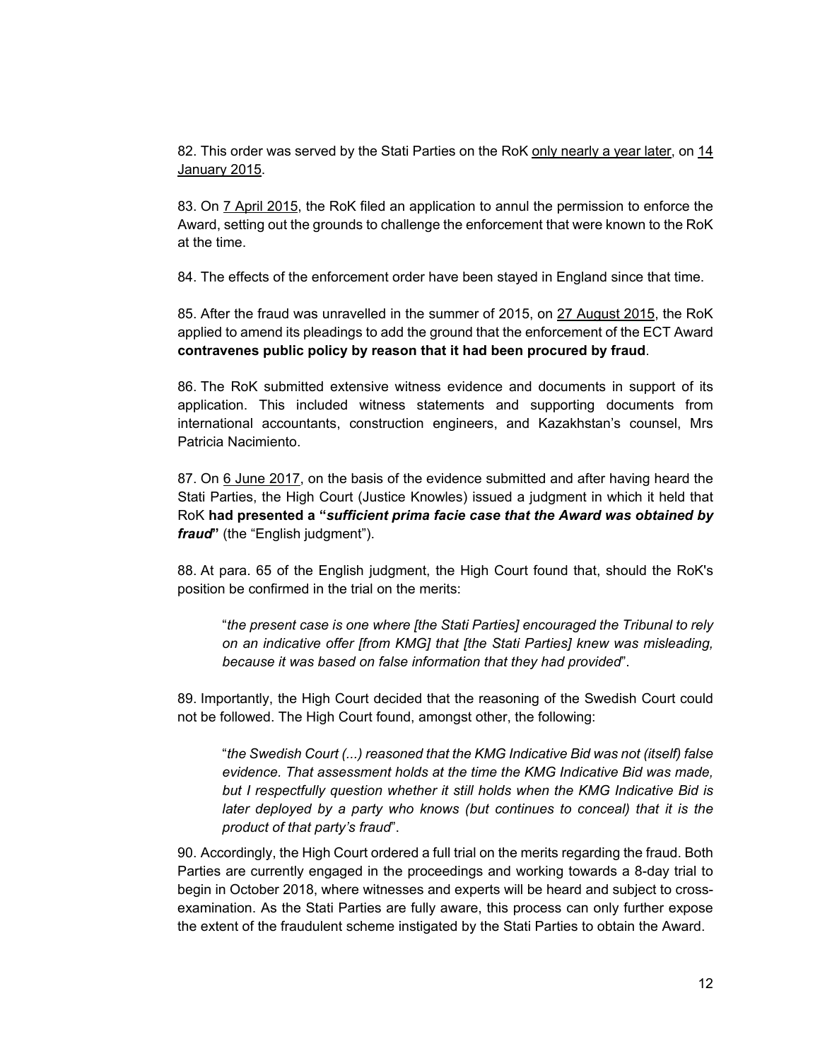82. This order was served by the Stati Parties on the RoK only nearly a year later, on 14 January 2015.

83. On 7 April 2015, the RoK filed an application to annul the permission to enforce the Award, setting out the grounds to challenge the enforcement that were known to the RoK at the time.

84. The effects of the enforcement order have been stayed in England since that time.

85. After the fraud was unravelled in the summer of 2015, on 27 August 2015, the RoK applied to amend its pleadings to add the ground that the enforcement of the ECT Award **contravenes public policy by reason that it had been procured by fraud**.

86. The RoK submitted extensive witness evidence and documents in support of its application. This included witness statements and supporting documents from international accountants, construction engineers, and Kazakhstan's counsel, Mrs Patricia Nacimiento.

87. On 6 June 2017, on the basis of the evidence submitted and after having heard the Stati Parties, the High Court (Justice Knowles) issued a judgment in which it held that RoK **had presented a "*sufficient prima facie case that the Award was obtained by fraud*"** (the "English judgment").

88. At para. 65 of the English judgment, the High Court found that, should the RoK's position be confirmed in the trial on the merits:

> "*the present case is one where [the Stati Parties] encouraged the Tribunal to rely on an indicative offer [from KMG] that [the Stati Parties] knew was misleading, because it was based on false information that they had provided*".

89. Importantly, the High Court decided that the reasoning of the Swedish Court could not be followed. The High Court found, amongst other, the following:

> "*the Swedish Court (...) reasoned that the KMG Indicative Bid was not (itself) false evidence. That assessment holds at the time the KMG Indicative Bid was made, but I respectfully question whether it still holds when the KMG Indicative Bid is later deployed by a party who knows (but continues to conceal) that it is the product of that party's fraud*".

90. Accordingly, the High Court ordered a full trial on the merits regarding the fraud. Both Parties are currently engaged in the proceedings and working towards a 8-day trial to begin in October 2018, where witnesses and experts will be heard and subject to cross-examination. As the Stati Parties are fully aware, this process can only further expose the extent of the fraudulent scheme instigated by the Stati Parties to obtain the Award.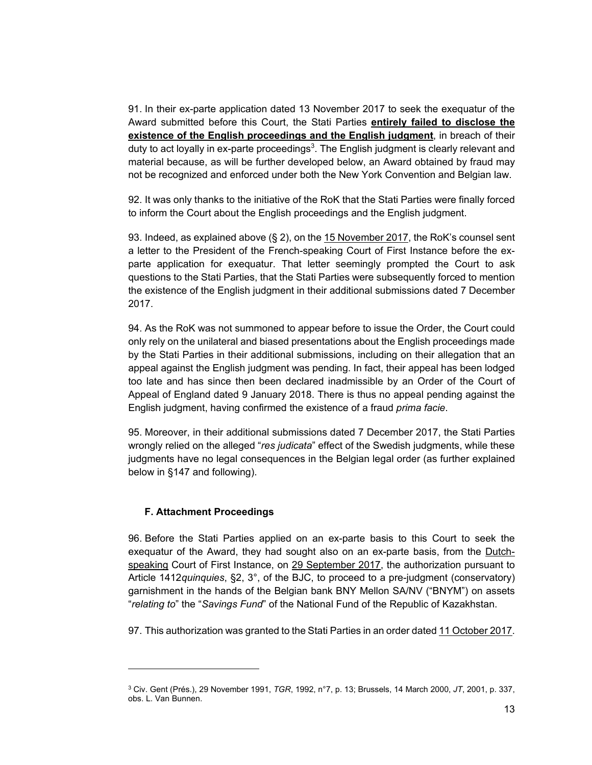91. In their ex-parte application dated 13 November 2017 to seek the exequatur of the Award submitted before this Court, the Stati Parties **entirely failed to disclose the existence of the English proceedings and the English judgment**, in breach of their duty to act loyally in ex-parte proceedings[3]. The English judgment is clearly relevant and material because, as will be further developed below, an Award obtained by fraud may not be recognized and enforced under both the New York Convention and Belgian law.

92. It was only thanks to the initiative of the RoK that the Stati Parties were finally forced to inform the Court about the English proceedings and the English judgment.

93. Indeed, as explained above (§ 2), on the 15 November 2017, the RoK's counsel sent a letter to the President of the French-speaking Court of First Instance before the ex-parte application for exequatur. That letter seemingly prompted the Court to ask questions to the Stati Parties, that the Stati Parties were subsequently forced to mention the existence of the English judgment in their additional submissions dated 7 December 2017.

94. As the RoK was not summoned to appear before to issue the Order, the Court could only rely on the unilateral and biased presentations about the English proceedings made by the Stati Parties in their additional submissions, including on their allegation that an appeal against the English judgment was pending. In fact, their appeal has been lodged too late and has since then been declared inadmissible by an Order of the Court of Appeal of England dated 9 January 2018. There is thus no appeal pending against the English judgment, having confirmed the existence of a fraud *prima facie*.

95. Moreover, in their additional submissions dated 7 December 2017, the Stati Parties wrongly relied on the alleged "*res judicata*" effect of the Swedish judgments, while these judgments have no legal consequences in the Belgian legal order (as further explained below in §147 and following).

### F. Attachment Proceedings

96. Before the Stati Parties applied on an ex-parte basis to this Court to seek the exequatur of the Award, they had sought also on an ex-parte basis, from the Dutch-speaking Court of First Instance, on 29 September 2017, the authorization pursuant to Article 1412*quinquies*, §2, 3°, of the BJC, to proceed to a pre-judgment (conservatory) garnishment in the hands of the Belgian bank BNY Mellon SA/NV ("BNYM") on assets "*relating to*" the "*Savings Fund*" of the National Fund of the Republic of Kazakhstan.

97. This authorization was granted to the Stati Parties in an order dated 11 October 2017.

---

[3] Civ. Gent (Prés.), 29 November 1991, *TGR*, 1992, n°7, p. 13; Brussels, 14 March 2000, *JT*, 2001, p. 337, obs. L. Van Bunnen.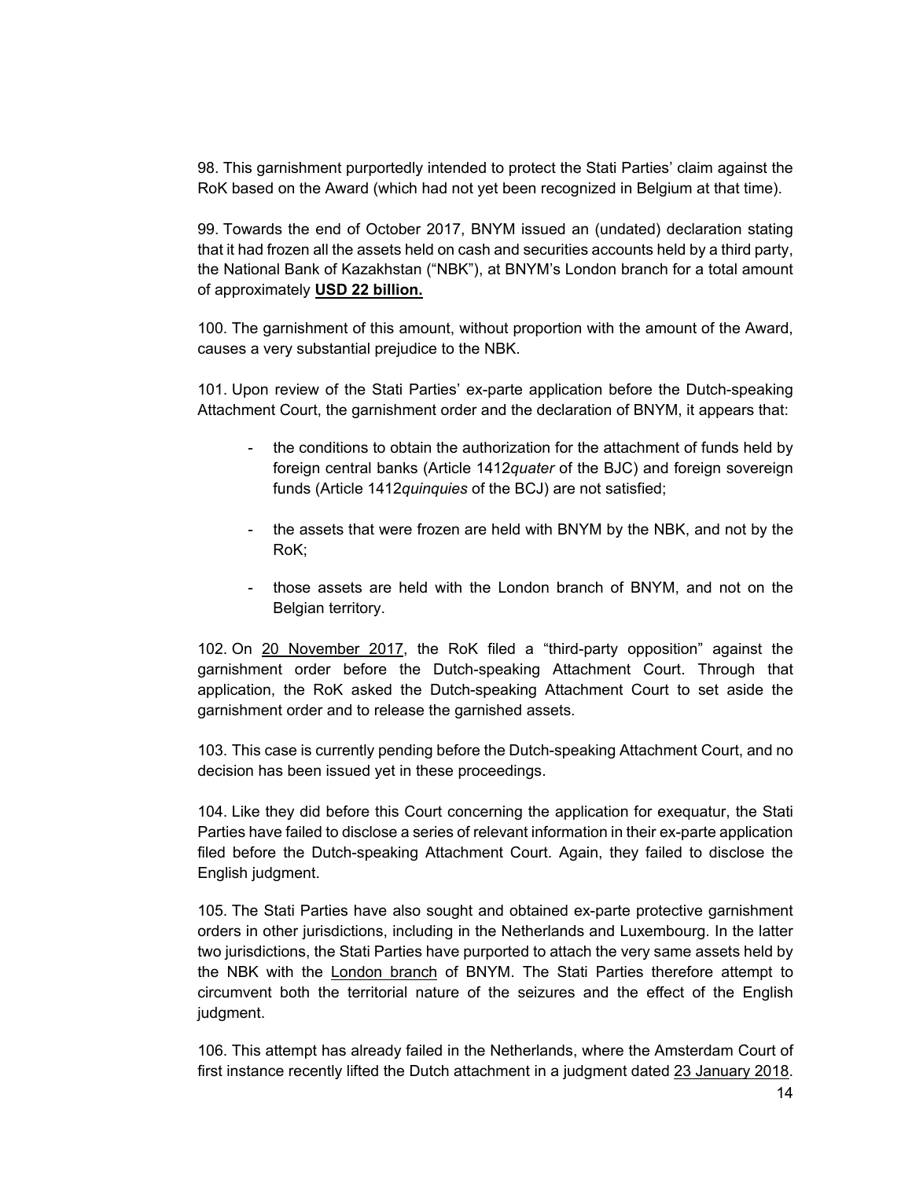98. This garnishment purportedly intended to protect the Stati Parties' claim against the RoK based on the Award (which had not yet been recognized in Belgium at that time).

99. Towards the end of October 2017, BNYM issued an (undated) declaration stating that it had frozen all the assets held on cash and securities accounts held by a third party, the National Bank of Kazakhstan ("NBK"), at BNYM's London branch for a total amount of approximately **USD 22 billion.**

100. The garnishment of this amount, without proportion with the amount of the Award, causes a very substantial prejudice to the NBK.

101. Upon review of the Stati Parties' ex-parte application before the Dutch-speaking Attachment Court, the garnishment order and the declaration of BNYM, it appears that:

- the conditions to obtain the authorization for the attachment of funds held by foreign central banks (Article 1412*quater* of the BJC) and foreign sovereign funds (Article 1412*quinquies* of the BCJ) are not satisfied;
- the assets that were frozen are held with BNYM by the NBK, and not by the RoK;
- those assets are held with the London branch of BNYM, and not on the Belgian territory.

102. On 20 November 2017, the RoK filed a "third-party opposition" against the garnishment order before the Dutch-speaking Attachment Court. Through that application, the RoK asked the Dutch-speaking Attachment Court to set aside the garnishment order and to release the garnished assets.

103. This case is currently pending before the Dutch-speaking Attachment Court, and no decision has been issued yet in these proceedings.

104. Like they did before this Court concerning the application for exequatur, the Stati Parties have failed to disclose a series of relevant information in their ex-parte application filed before the Dutch-speaking Attachment Court. Again, they failed to disclose the English judgment.

105. The Stati Parties have also sought and obtained ex-parte protective garnishment orders in other jurisdictions, including in the Netherlands and Luxembourg. In the latter two jurisdictions, the Stati Parties have purported to attach the very same assets held by the NBK with the London branch of BNYM. The Stati Parties therefore attempt to circumvent both the territorial nature of the seizures and the effect of the English judgment.

106. This attempt has already failed in the Netherlands, where the Amsterdam Court of first instance recently lifted the Dutch attachment in a judgment dated 23 January 2018.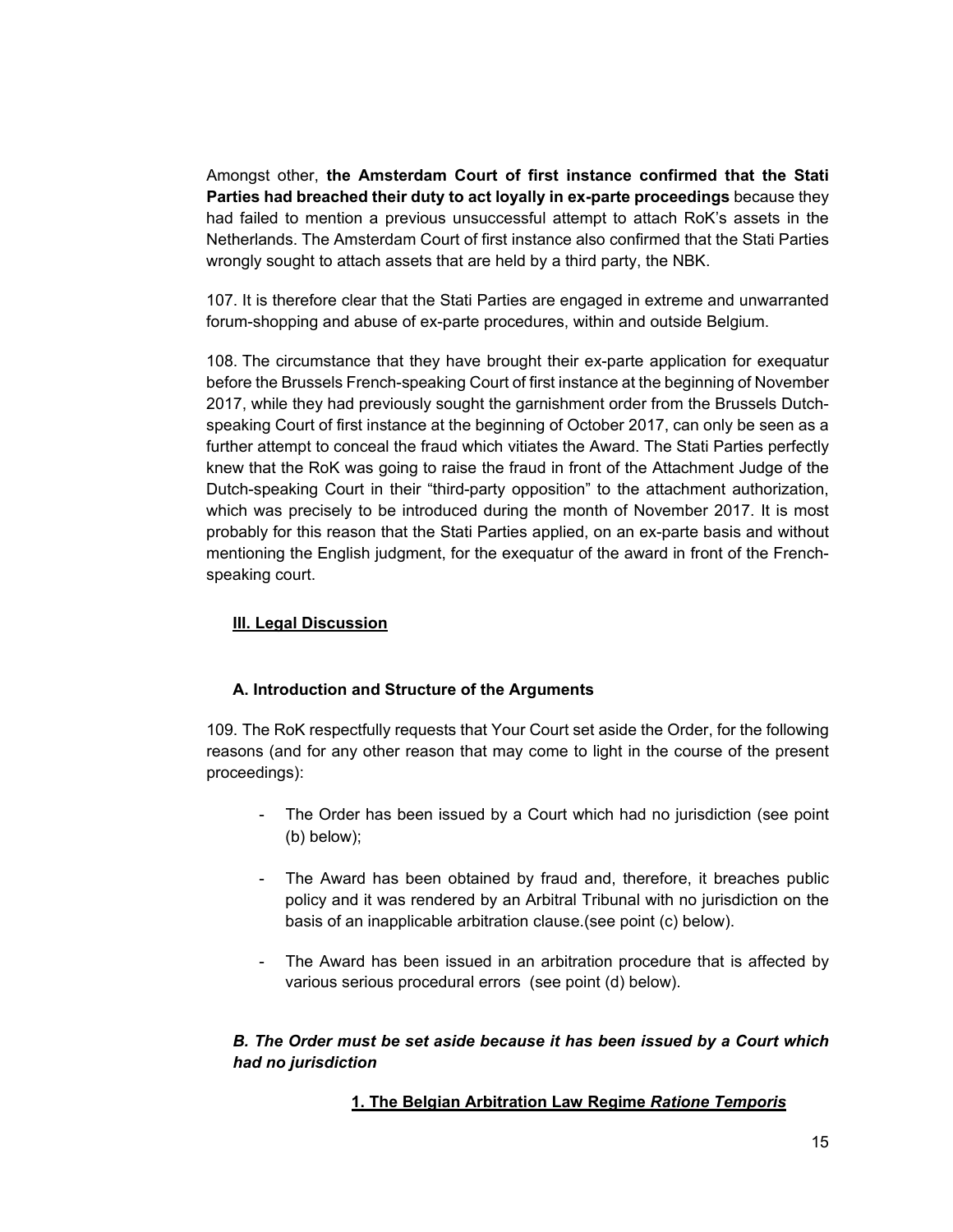Amongst other, **the Amsterdam Court of first instance confirmed that the Stati Parties had breached their duty to act loyally in ex-parte proceedings** because they had failed to mention a previous unsuccessful attempt to attach RoK's assets in the Netherlands. The Amsterdam Court of first instance also confirmed that the Stati Parties wrongly sought to attach assets that are held by a third party, the NBK.

107. It is therefore clear that the Stati Parties are engaged in extreme and unwarranted forum-shopping and abuse of ex-parte procedures, within and outside Belgium.

108. The circumstance that they have brought their ex-parte application for exequatur before the Brussels French-speaking Court of first instance at the beginning of November 2017, while they had previously sought the garnishment order from the Brussels Dutch-speaking Court of first instance at the beginning of October 2017, can only be seen as a further attempt to conceal the fraud which vitiates the Award. The Stati Parties perfectly knew that the RoK was going to raise the fraud in front of the Attachment Judge of the Dutch-speaking Court in their "third-party opposition" to the attachment authorization, which was precisely to be introduced during the month of November 2017. It is most probably for this reason that the Stati Parties applied, on an ex-parte basis and without mentioning the English judgment, for the exequatur of the award in front of the French-speaking court.

## III. Legal Discussion

### A. Introduction and Structure of the Arguments

109. The RoK respectfully requests that Your Court set aside the Order, for the following reasons (and for any other reason that may come to light in the course of the present proceedings):

- The Order has been issued by a Court which had no jurisdiction (see point (b) below);
- The Award has been obtained by fraud and, therefore, it breaches public policy and it was rendered by an Arbitral Tribunal with no jurisdiction on the basis of an inapplicable arbitration clause.(see point (c) below).
- The Award has been issued in an arbitration procedure that is affected by various serious procedural errors (see point (d) below).

### *B. The Order must be set aside because it has been issued by a Court which had no jurisdiction*

#### 1. The Belgian Arbitration Law Regime *Ratione Temporis*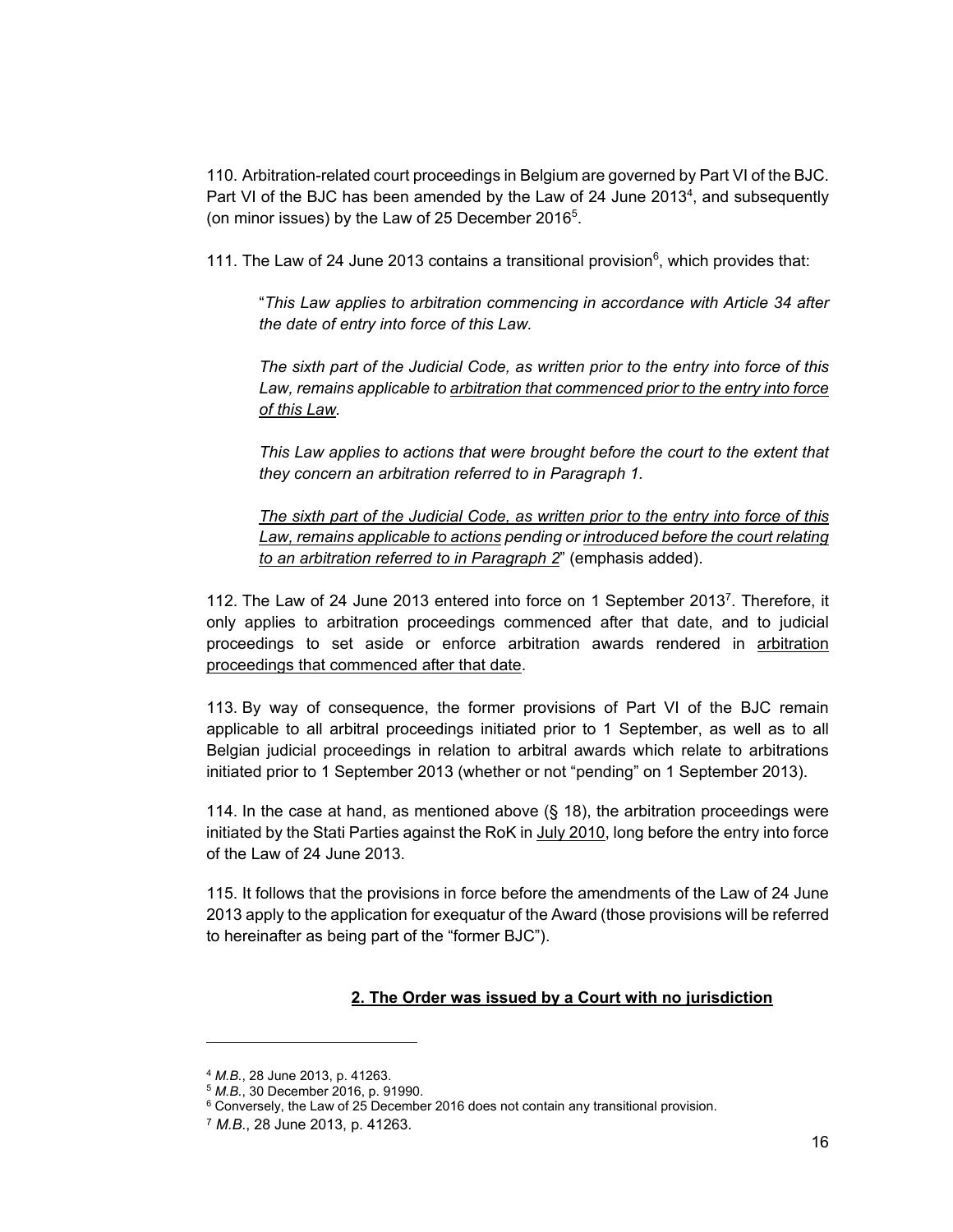110. Arbitration-related court proceedings in Belgium are governed by Part VI of the BJC. Part VI of the BJC has been amended by the Law of 24 June 2013[4], and subsequently (on minor issues) by the Law of 25 December 2016[5].

111. The Law of 24 June 2013 contains a transitional provision[6], which provides that:

> "*This Law applies to arbitration commencing in accordance with Article 34 after the date of entry into force of this Law.*
>
> *The sixth part of the Judicial Code, as written prior to the entry into force of this Law, remains applicable to <u>arbitration that commenced prior to the entry into force of this Law</u>.*
>
> *This Law applies to actions that were brought before the court to the extent that they concern an arbitration referred to in Paragraph 1.*
>
> *<u>The sixth part of the Judicial Code, as written prior to the entry into force of this Law, remains applicable to actions</u> pending or <u>introduced before the court relating to an arbitration referred to in Paragraph 2</u>*" (emphasis added).

112. The Law of 24 June 2013 entered into force on 1 September 2013[7]. Therefore, it only applies to arbitration proceedings commenced after that date, and to judicial proceedings to set aside or enforce arbitration awards rendered in <u>arbitration proceedings that commenced after that date</u>.

113. By way of consequence, the former provisions of Part VI of the BJC remain applicable to all arbitral proceedings initiated prior to 1 September, as well as to all Belgian judicial proceedings in relation to arbitral awards which relate to arbitrations initiated prior to 1 September 2013 (whether or not "pending" on 1 September 2013).

114. In the case at hand, as mentioned above (§ 18), the arbitration proceedings were initiated by the Stati Parties against the RoK in <u>July 2010</u>, long before the entry into force of the Law of 24 June 2013.

115. It follows that the provisions in force before the amendments of the Law of 24 June 2013 apply to the application for exequatur of the Award (those provisions will be referred to hereinafter as being part of the "former BJC").

## <u>2. The Order was issued by a Court with no jurisdiction</u>

---

[4] *M.B.*, 28 June 2013, p. 41263.

[5] *M.B.*, 30 December 2016, p. 91990.

[6] Conversely, the Law of 25 December 2016 does not contain any transitional provision.

[7] *M.B.*, 28 June 2013, p. 41263.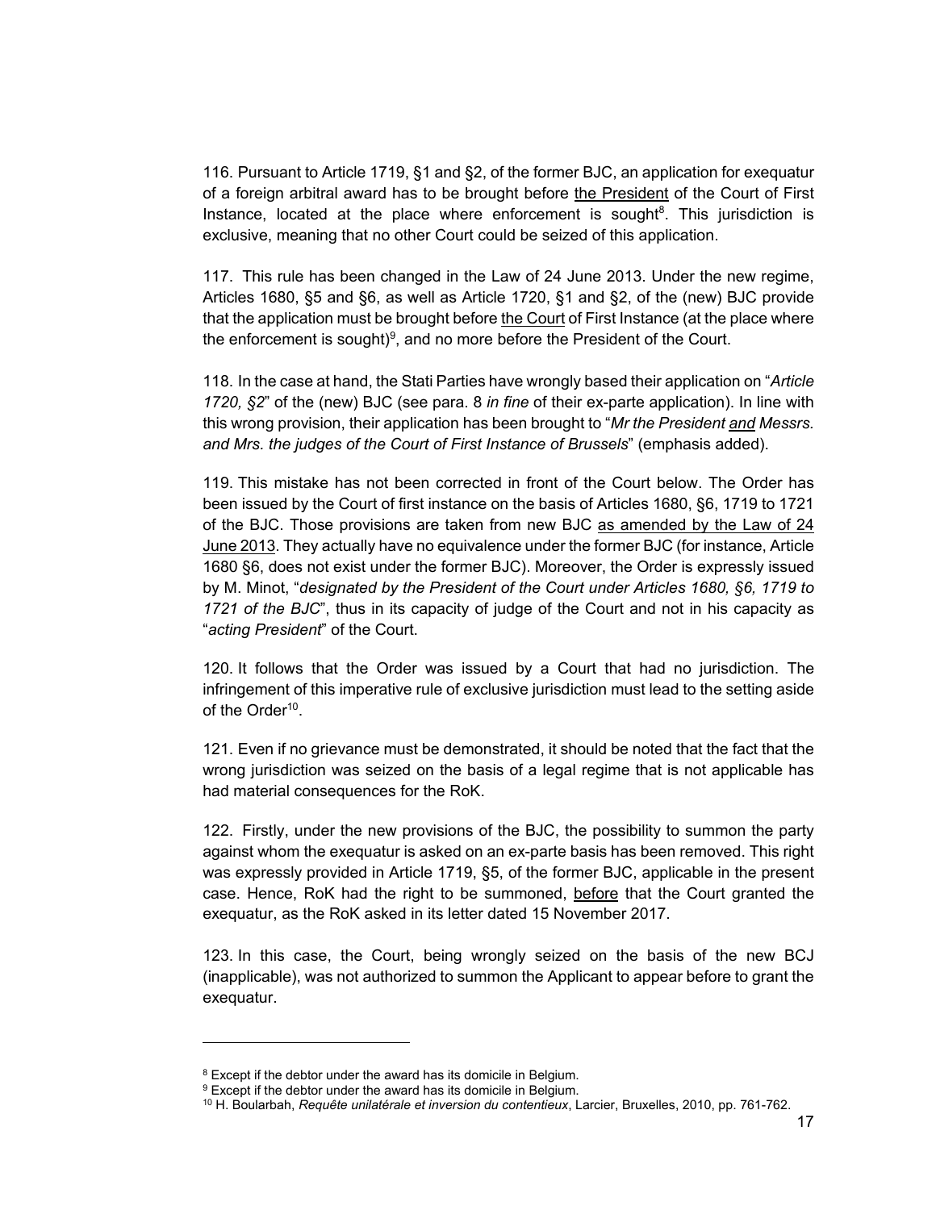116. Pursuant to Article 1719, §1 and §2, of the former BJC, an application for exequatur of a foreign arbitral award has to be brought before <u>the President</u> of the Court of First Instance, located at the place where enforcement is sought[8]. This jurisdiction is exclusive, meaning that no other Court could be seized of this application.

117. This rule has been changed in the Law of 24 June 2013. Under the new regime, Articles 1680, §5 and §6, as well as Article 1720, §1 and §2, of the (new) BJC provide that the application must be brought before <u>the Court</u> of First Instance (at the place where the enforcement is sought)[9], and no more before the President of the Court.

118. In the case at hand, the Stati Parties have wrongly based their application on "*Article 1720, §2*" of the (new) BJC (see para. 8 *in fine* of their ex-parte application). In line with this wrong provision, their application has been brought to "*Mr the President <u>and</u> Messrs. and Mrs. the judges of the Court of First Instance of Brussels*" (emphasis added).

119. This mistake has not been corrected in front of the Court below. The Order has been issued by the Court of first instance on the basis of Articles 1680, §6, 1719 to 1721 of the BJC. Those provisions are taken from new BJC <u>as amended by the Law of 24 June 2013</u>. They actually have no equivalence under the former BJC (for instance, Article 1680 §6, does not exist under the former BJC). Moreover, the Order is expressly issued by M. Minot, "*designated by the President of the Court under Articles 1680, §6, 1719 to 1721 of the BJC*", thus in its capacity of judge of the Court and not in his capacity as "*acting President*" of the Court.

120. It follows that the Order was issued by a Court that had no jurisdiction. The infringement of this imperative rule of exclusive jurisdiction must lead to the setting aside of the Order[10].

121. Even if no grievance must be demonstrated, it should be noted that the fact that the wrong jurisdiction was seized on the basis of a legal regime that is not applicable has had material consequences for the RoK.

122. Firstly, under the new provisions of the BJC, the possibility to summon the party against whom the exequatur is asked on an ex-parte basis has been removed. This right was expressly provided in Article 1719, §5, of the former BJC, applicable in the present case. Hence, RoK had the right to be summoned, <u>before</u> that the Court granted the exequatur, as the RoK asked in its letter dated 15 November 2017.

123. In this case, the Court, being wrongly seized on the basis of the new BCJ (inapplicable), was not authorized to summon the Applicant to appear before to grant the exequatur.

---

[8] Except if the debtor under the award has its domicile in Belgium.

[9] Except if the debtor under the award has its domicile in Belgium.

[10] H. Boularbah, *Requête unilatérale et inversion du contentieux*, Larcier, Bruxelles, 2010, pp. 761-762.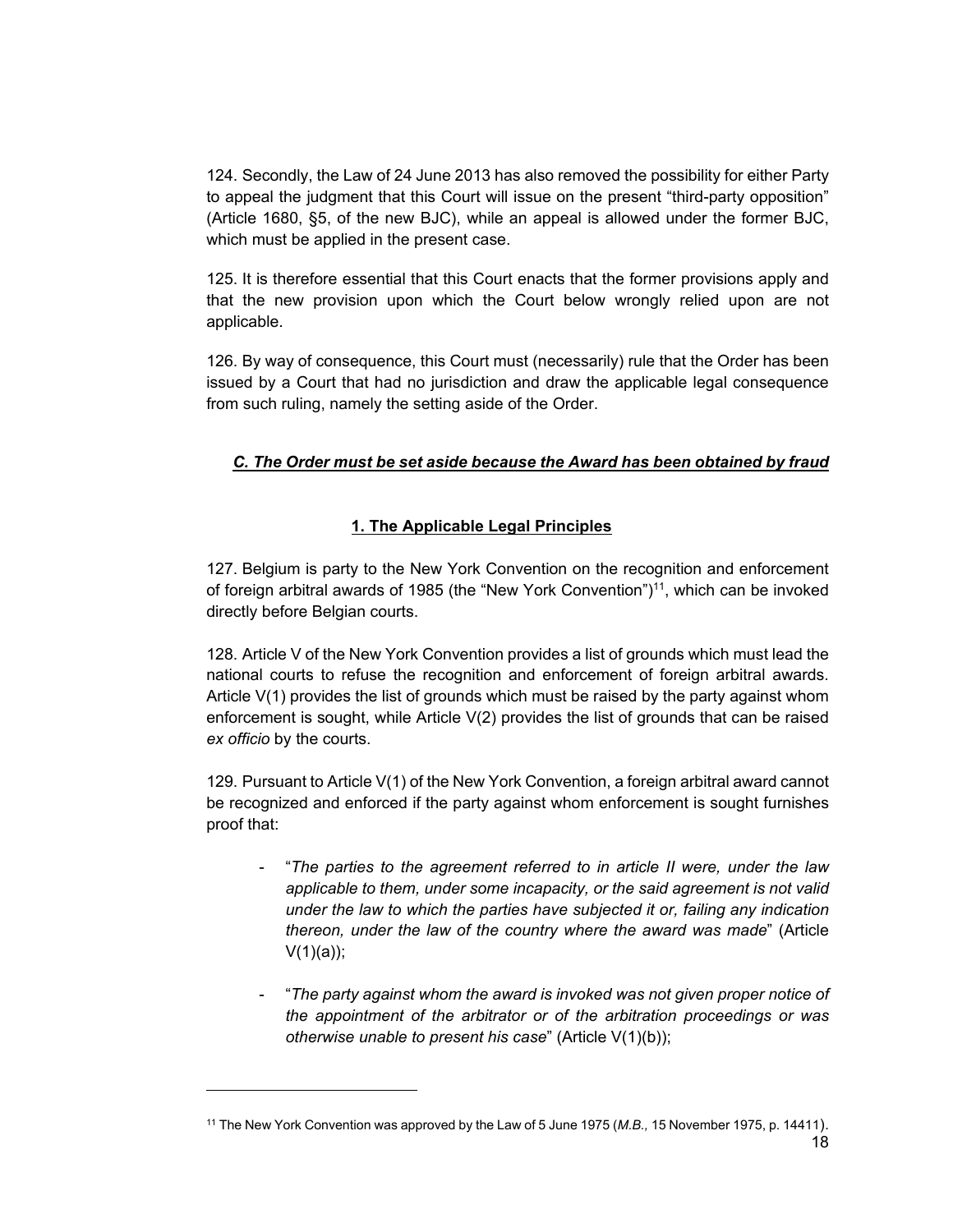124. Secondly, the Law of 24 June 2013 has also removed the possibility for either Party to appeal the judgment that this Court will issue on the present "third-party opposition" (Article 1680, §5, of the new BJC), while an appeal is allowed under the former BJC, which must be applied in the present case.

125. It is therefore essential that this Court enacts that the former provisions apply and that the new provision upon which the Court below wrongly relied upon are not applicable.

126. By way of consequence, this Court must (necessarily) rule that the Order has been issued by a Court that had no jurisdiction and draw the applicable legal consequence from such ruling, namely the setting aside of the Order.

### ***C. The Order must be set aside because the Award has been obtained by fraud***

#### **1. The Applicable Legal Principles**

127. Belgium is party to the New York Convention on the recognition and enforcement of foreign arbitral awards of 1985 (the "New York Convention")[11], which can be invoked directly before Belgian courts.

128. Article V of the New York Convention provides a list of grounds which must lead the national courts to refuse the recognition and enforcement of foreign arbitral awards. Article V(1) provides the list of grounds which must be raised by the party against whom enforcement is sought, while Article V(2) provides the list of grounds that can be raised *ex officio* by the courts.

129. Pursuant to Article V(1) of the New York Convention, a foreign arbitral award cannot be recognized and enforced if the party against whom enforcement is sought furnishes proof that:

- "*The parties to the agreement referred to in article II were, under the law applicable to them, under some incapacity, or the said agreement is not valid under the law to which the parties have subjected it or, failing any indication thereon, under the law of the country where the award was made*" (Article V(1)(a));

- "*The party against whom the award is invoked was not given proper notice of the appointment of the arbitrator or of the arbitration proceedings or was otherwise unable to present his case*" (Article V(1)(b));

---

[11] The New York Convention was approved by the Law of 5 June 1975 (*M.B.,* 15 November 1975, p. 14411).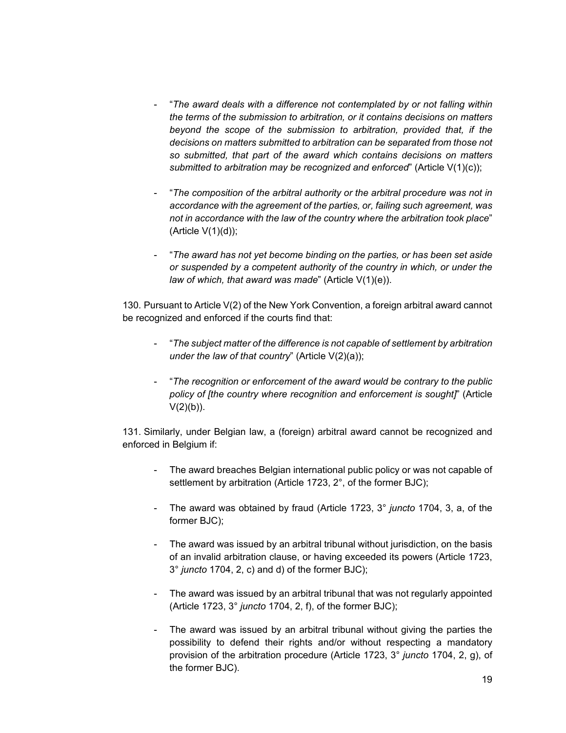- "*The award deals with a difference not contemplated by or not falling within the terms of the submission to arbitration, or it contains decisions on matters beyond the scope of the submission to arbitration, provided that, if the decisions on matters submitted to arbitration can be separated from those not so submitted, that part of the award which contains decisions on matters submitted to arbitration may be recognized and enforced*" (Article V(1)(c));

- "*The composition of the arbitral authority or the arbitral procedure was not in accordance with the agreement of the parties, or, failing such agreement, was not in accordance with the law of the country where the arbitration took place*" (Article V(1)(d));

- "*The award has not yet become binding on the parties, or has been set aside or suspended by a competent authority of the country in which, or under the law of which, that award was made*" (Article V(1)(e)).

130. Pursuant to Article V(2) of the New York Convention, a foreign arbitral award cannot be recognized and enforced if the courts find that:

- "*The subject matter of the difference is not capable of settlement by arbitration under the law of that country*" (Article V(2)(a));

- "*The recognition or enforcement of the award would be contrary to the public policy of [the country where recognition and enforcement is sought]*" (Article V(2)(b)).

131. Similarly, under Belgian law, a (foreign) arbitral award cannot be recognized and enforced in Belgium if:

- The award breaches Belgian international public policy or was not capable of settlement by arbitration (Article 1723, 2°, of the former BJC);

- The award was obtained by fraud (Article 1723, 3° *juncto* 1704, 3, a, of the former BJC);

- The award was issued by an arbitral tribunal without jurisdiction, on the basis of an invalid arbitration clause, or having exceeded its powers (Article 1723, 3° *juncto* 1704, 2, c) and d) of the former BJC);

- The award was issued by an arbitral tribunal that was not regularly appointed (Article 1723, 3° *juncto* 1704, 2, f), of the former BJC);

- The award was issued by an arbitral tribunal without giving the parties the possibility to defend their rights and/or without respecting a mandatory provision of the arbitration procedure (Article 1723, 3° *juncto* 1704, 2, g), of the former BJC).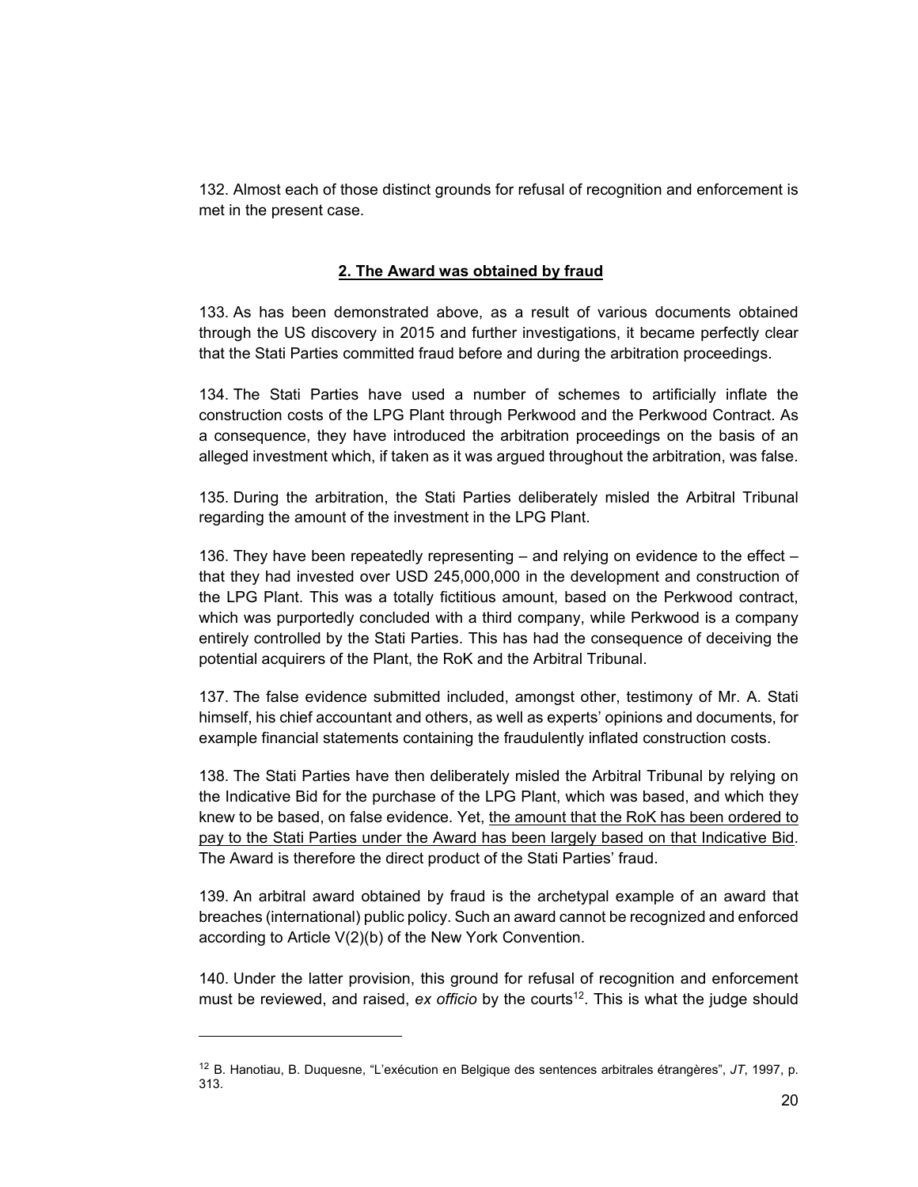132. Almost each of those distinct grounds for refusal of recognition and enforcement is met in the present case.

## 2. The Award was obtained by fraud

133. As has been demonstrated above, as a result of various documents obtained through the US discovery in 2015 and further investigations, it became perfectly clear that the Stati Parties committed fraud before and during the arbitration proceedings.

134. The Stati Parties have used a number of schemes to artificially inflate the construction costs of the LPG Plant through Perkwood and the Perkwood Contract. As a consequence, they have introduced the arbitration proceedings on the basis of an alleged investment which, if taken as it was argued throughout the arbitration, was false.

135. During the arbitration, the Stati Parties deliberately misled the Arbitral Tribunal regarding the amount of the investment in the LPG Plant.

136. They have been repeatedly representing – and relying on evidence to the effect – that they had invested over USD 245,000,000 in the development and construction of the LPG Plant. This was a totally fictitious amount, based on the Perkwood contract, which was purportedly concluded with a third company, while Perkwood is a company entirely controlled by the Stati Parties. This has had the consequence of deceiving the potential acquirers of the Plant, the RoK and the Arbitral Tribunal.

137. The false evidence submitted included, amongst other, testimony of Mr. A. Stati himself, his chief accountant and others, as well as experts' opinions and documents, for example financial statements containing the fraudulently inflated construction costs.

138. The Stati Parties have then deliberately misled the Arbitral Tribunal by relying on the Indicative Bid for the purchase of the LPG Plant, which was based, and which they knew to be based, on false evidence. Yet, <u>the amount that the RoK has been ordered to pay to the Stati Parties under the Award has been largely based on that Indicative Bid</u>. The Award is therefore the direct product of the Stati Parties' fraud.

139. An arbitral award obtained by fraud is the archetypal example of an award that breaches (international) public policy. Such an award cannot be recognized and enforced according to Article V(2)(b) of the New York Convention.

140. Under the latter provision, this ground for refusal of recognition and enforcement must be reviewed, and raised, *ex officio* by the courts[12]. This is what the judge should

[12] B. Hanotiau, B. Duquesne, "L'exécution en Belgique des sentences arbitrales étrangères", *JT*, 1997, p. 313.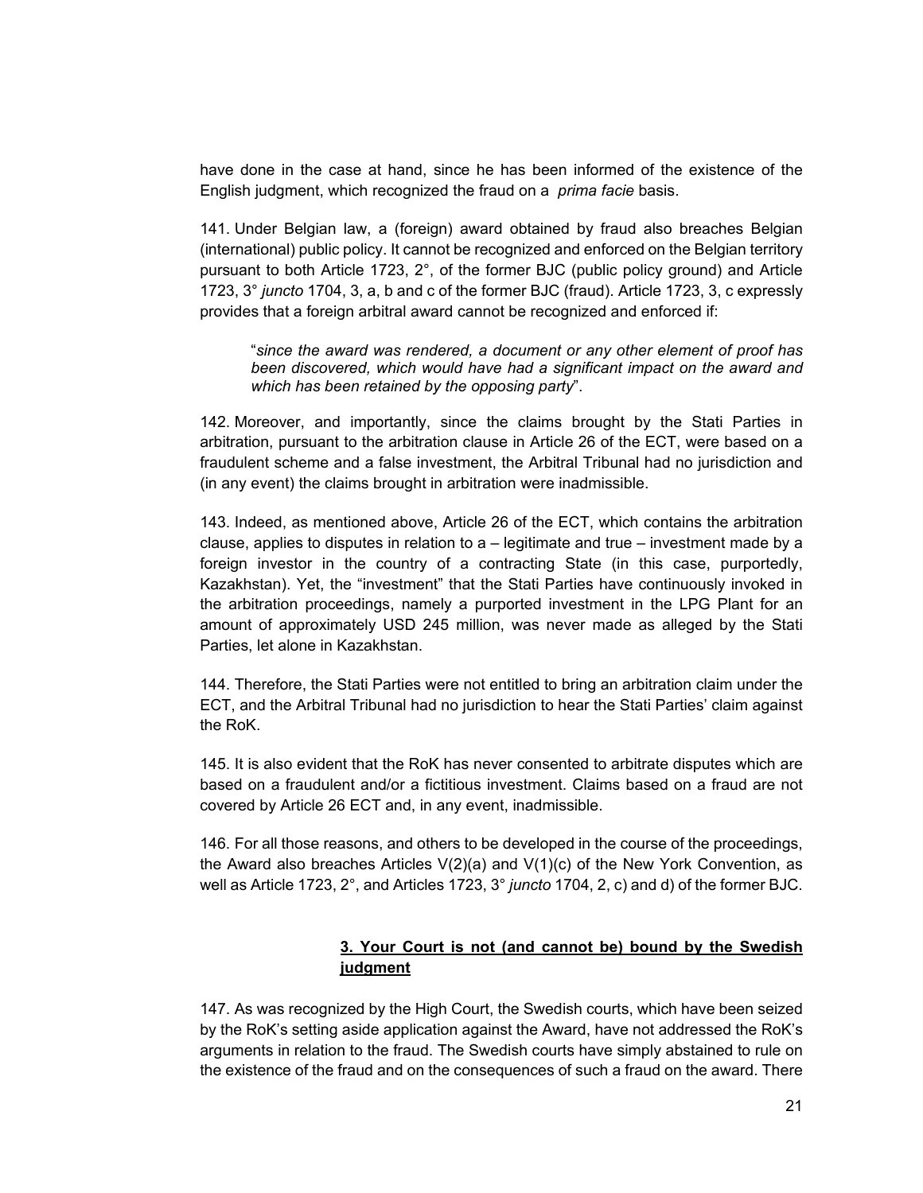have done in the case at hand, since he has been informed of the existence of the English judgment, which recognized the fraud on a *prima facie* basis.

141. Under Belgian law, a (foreign) award obtained by fraud also breaches Belgian (international) public policy. It cannot be recognized and enforced on the Belgian territory pursuant to both Article 1723, 2°, of the former BJC (public policy ground) and Article 1723, 3° *juncto* 1704, 3, a, b and c of the former BJC (fraud). Article 1723, 3, c expressly provides that a foreign arbitral award cannot be recognized and enforced if:

> "*since the award was rendered, a document or any other element of proof has been discovered, which would have had a significant impact on the award and which has been retained by the opposing party*".

142. Moreover, and importantly, since the claims brought by the Stati Parties in arbitration, pursuant to the arbitration clause in Article 26 of the ECT, were based on a fraudulent scheme and a false investment, the Arbitral Tribunal had no jurisdiction and (in any event) the claims brought in arbitration were inadmissible.

143. Indeed, as mentioned above, Article 26 of the ECT, which contains the arbitration clause, applies to disputes in relation to a – legitimate and true – investment made by a foreign investor in the country of a contracting State (in this case, purportedly, Kazakhstan). Yet, the "investment" that the Stati Parties have continuously invoked in the arbitration proceedings, namely a purported investment in the LPG Plant for an amount of approximately USD 245 million, was never made as alleged by the Stati Parties, let alone in Kazakhstan.

144. Therefore, the Stati Parties were not entitled to bring an arbitration claim under the ECT, and the Arbitral Tribunal had no jurisdiction to hear the Stati Parties' claim against the RoK.

145. It is also evident that the RoK has never consented to arbitrate disputes which are based on a fraudulent and/or a fictitious investment. Claims based on a fraud are not covered by Article 26 ECT and, in any event, inadmissible.

146. For all those reasons, and others to be developed in the course of the proceedings, the Award also breaches Articles V(2)(a) and V(1)(c) of the New York Convention, as well as Article 1723, 2°, and Articles 1723, 3° *juncto* 1704, 2, c) and d) of the former BJC.

### 3. Your Court is not (and cannot be) bound by the Swedish judgment

147. As was recognized by the High Court, the Swedish courts, which have been seized by the RoK's setting aside application against the Award, have not addressed the RoK's arguments in relation to the fraud. The Swedish courts have simply abstained to rule on the existence of the fraud and on the consequences of such a fraud on the award. There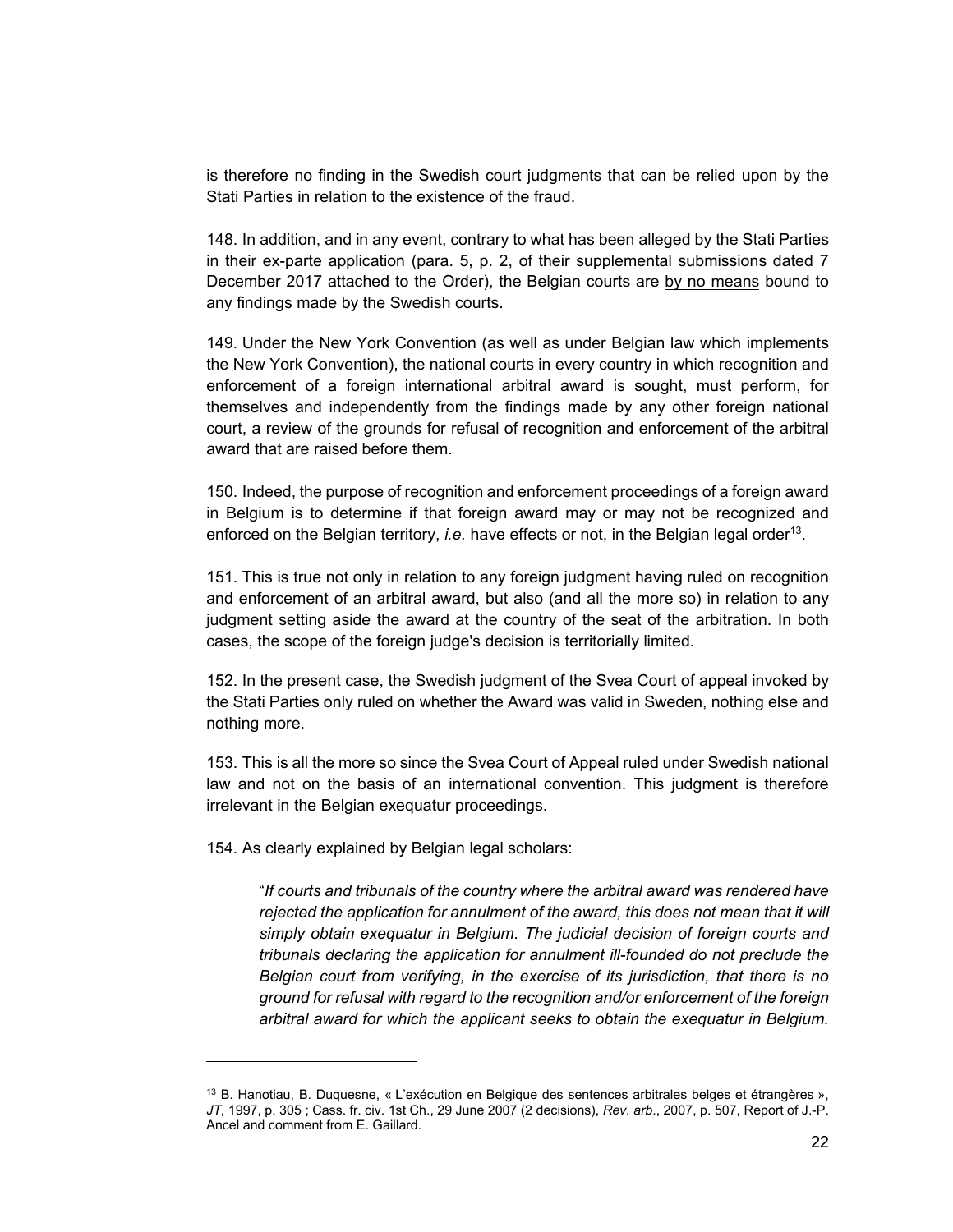is therefore no finding in the Swedish court judgments that can be relied upon by the Stati Parties in relation to the existence of the fraud.

148. In addition, and in any event, contrary to what has been alleged by the Stati Parties in their ex-parte application (para. 5, p. 2, of their supplemental submissions dated 7 December 2017 attached to the Order), the Belgian courts are <u>by no means</u> bound to any findings made by the Swedish courts.

149. Under the New York Convention (as well as under Belgian law which implements the New York Convention), the national courts in every country in which recognition and enforcement of a foreign international arbitral award is sought, must perform, for themselves and independently from the findings made by any other foreign national court, a review of the grounds for refusal of recognition and enforcement of the arbitral award that are raised before them.

150. Indeed, the purpose of recognition and enforcement proceedings of a foreign award in Belgium is to determine if that foreign award may or may not be recognized and enforced on the Belgian territory, *i.e.* have effects or not, in the Belgian legal order[13].

151. This is true not only in relation to any foreign judgment having ruled on recognition and enforcement of an arbitral award, but also (and all the more so) in relation to any judgment setting aside the award at the country of the seat of the arbitration. In both cases, the scope of the foreign judge's decision is territorially limited.

152. In the present case, the Swedish judgment of the Svea Court of appeal invoked by the Stati Parties only ruled on whether the Award was valid <u>in Sweden</u>, nothing else and nothing more.

153. This is all the more so since the Svea Court of Appeal ruled under Swedish national law and not on the basis of an international convention. This judgment is therefore irrelevant in the Belgian exequatur proceedings.

154. As clearly explained by Belgian legal scholars:

> "*If courts and tribunals of the country where the arbitral award was rendered have rejected the application for annulment of the award, this does not mean that it will simply obtain exequatur in Belgium. The judicial decision of foreign courts and tribunals declaring the application for annulment ill-founded do not preclude the Belgian court from verifying, in the exercise of its jurisdiction, that there is no ground for refusal with regard to the recognition and/or enforcement of the foreign arbitral award for which the applicant seeks to obtain the exequatur in Belgium.*

---

[13] B. Hanotiau, B. Duquesne, « L'exécution en Belgique des sentences arbitrales belges et étrangères », *JT*, 1997, p. 305 ; Cass. fr. civ. 1st Ch., 29 June 2007 (2 decisions), *Rev. arb*., 2007, p. 507, Report of J.-P. Ancel and comment from E. Gaillard.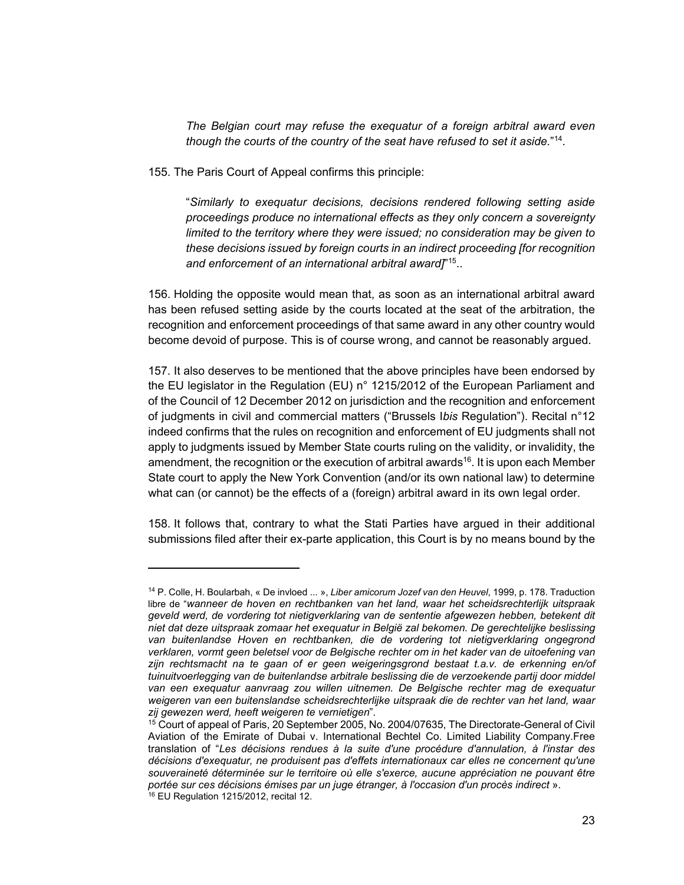*The Belgian court may refuse the exequatur of a foreign arbitral award even though the courts of the country of the seat have refused to set it aside.*"[14].

155. The Paris Court of Appeal confirms this principle:

"*Similarly to exequatur decisions, decisions rendered following setting aside proceedings produce no international effects as they only concern a sovereignty limited to the territory where they were issued; no consideration may be given to these decisions issued by foreign courts in an indirect proceeding [for recognition and enforcement of an international arbitral award]*"[15]..

156. Holding the opposite would mean that, as soon as an international arbitral award has been refused setting aside by the courts located at the seat of the arbitration, the recognition and enforcement proceedings of that same award in any other country would become devoid of purpose. This is of course wrong, and cannot be reasonably argued.

157. It also deserves to be mentioned that the above principles have been endorsed by the EU legislator in the Regulation (EU) n° 1215/2012 of the European Parliament and of the Council of 12 December 2012 on jurisdiction and the recognition and enforcement of judgments in civil and commercial matters ("Brussels I*bis* Regulation"). Recital n°12 indeed confirms that the rules on recognition and enforcement of EU judgments shall not apply to judgments issued by Member State courts ruling on the validity, or invalidity, the amendment, the recognition or the execution of arbitral awards[16]. It is upon each Member State court to apply the New York Convention (and/or its own national law) to determine what can (or cannot) be the effects of a (foreign) arbitral award in its own legal order.

158. It follows that, contrary to what the Stati Parties have argued in their additional submissions filed after their ex-parte application, this Court is by no means bound by the

---

[14] P. Colle, H. Boularbah, « De invloed ... », *Liber amicorum Jozef van den Heuvel*, 1999, p. 178. Traduction libre de "*wanneer de hoven en rechtbanken van het land, waar het scheidsrechterlijk uitspraak geveld werd, de vordering tot nietigverklaring van de sententie afgewezen hebben, betekent dit niet dat deze uitspraak zomaar het exequatur in België zal bekomen. De gerechtelijke beslissing van buitenlandse Hoven en rechtbanken, die de vordering tot nietigverklaring ongegrond verklaren, vormt geen beletsel voor de Belgische rechter om in het kader van de uitoefening van zijn rechtsmacht na te gaan of er geen weigeringsgrond bestaat t.a.v. de erkenning en/of tuinuitvoerlegging van de buitenlandse arbitrale beslissing die de verzoekende partij door middel van een exequatur aanvraag zou willen uitnemen. De Belgische rechter mag de exequatur weigeren van een buitenslandse scheidsrechterlijke uitspraak die de rechter van het land, waar zij gewezen werd, heeft weigeren te vernietigen*".

[15] Court of appeal of Paris, 20 September 2005, No. 2004/07635, The Directorate-General of Civil Aviation of the Emirate of Dubai v. International Bechtel Co. Limited Liability Company.Free translation of "*Les décisions rendues à la suite d'une procédure d'annulation, à l'instar des décisions d'exequatur, ne produisent pas d'effets internationaux car elles ne concernent qu'une souveraineté déterminée sur le territoire où elle s'exerce, aucune appréciation ne pouvant être portée sur ces décisions émises par un juge étranger, à l'occasion d'un procès indirect* ».

[16] EU Regulation 1215/2012, recital 12.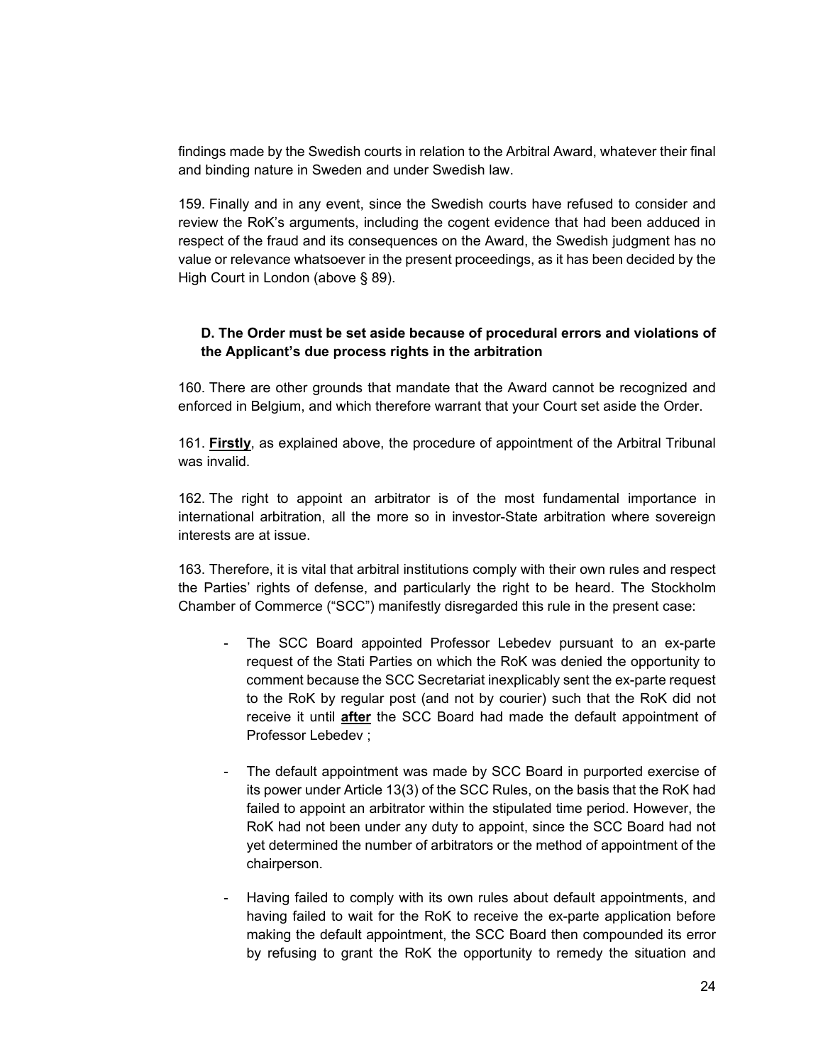findings made by the Swedish courts in relation to the Arbitral Award, whatever their final and binding nature in Sweden and under Swedish law.

159. Finally and in any event, since the Swedish courts have refused to consider and review the RoK's arguments, including the cogent evidence that had been adduced in respect of the fraud and its consequences on the Award, the Swedish judgment has no value or relevance whatsoever in the present proceedings, as it has been decided by the High Court in London (above § 89).

### D. The Order must be set aside because of procedural errors and violations of the Applicant's due process rights in the arbitration

160. There are other grounds that mandate that the Award cannot be recognized and enforced in Belgium, and which therefore warrant that your Court set aside the Order.

161. **Firstly**, as explained above, the procedure of appointment of the Arbitral Tribunal was invalid.

162. The right to appoint an arbitrator is of the most fundamental importance in international arbitration, all the more so in investor-State arbitration where sovereign interests are at issue.

163. Therefore, it is vital that arbitral institutions comply with their own rules and respect the Parties' rights of defense, and particularly the right to be heard. The Stockholm Chamber of Commerce ("SCC") manifestly disregarded this rule in the present case:

- The SCC Board appointed Professor Lebedev pursuant to an ex-parte request of the Stati Parties on which the RoK was denied the opportunity to comment because the SCC Secretariat inexplicably sent the ex-parte request to the RoK by regular post (and not by courier) such that the RoK did not receive it until **after** the SCC Board had made the default appointment of Professor Lebedev ;
- The default appointment was made by SCC Board in purported exercise of its power under Article 13(3) of the SCC Rules, on the basis that the RoK had failed to appoint an arbitrator within the stipulated time period. However, the RoK had not been under any duty to appoint, since the SCC Board had not yet determined the number of arbitrators or the method of appointment of the chairperson.
- Having failed to comply with its own rules about default appointments, and having failed to wait for the RoK to receive the ex-parte application before making the default appointment, the SCC Board then compounded its error by refusing to grant the RoK the opportunity to remedy the situation and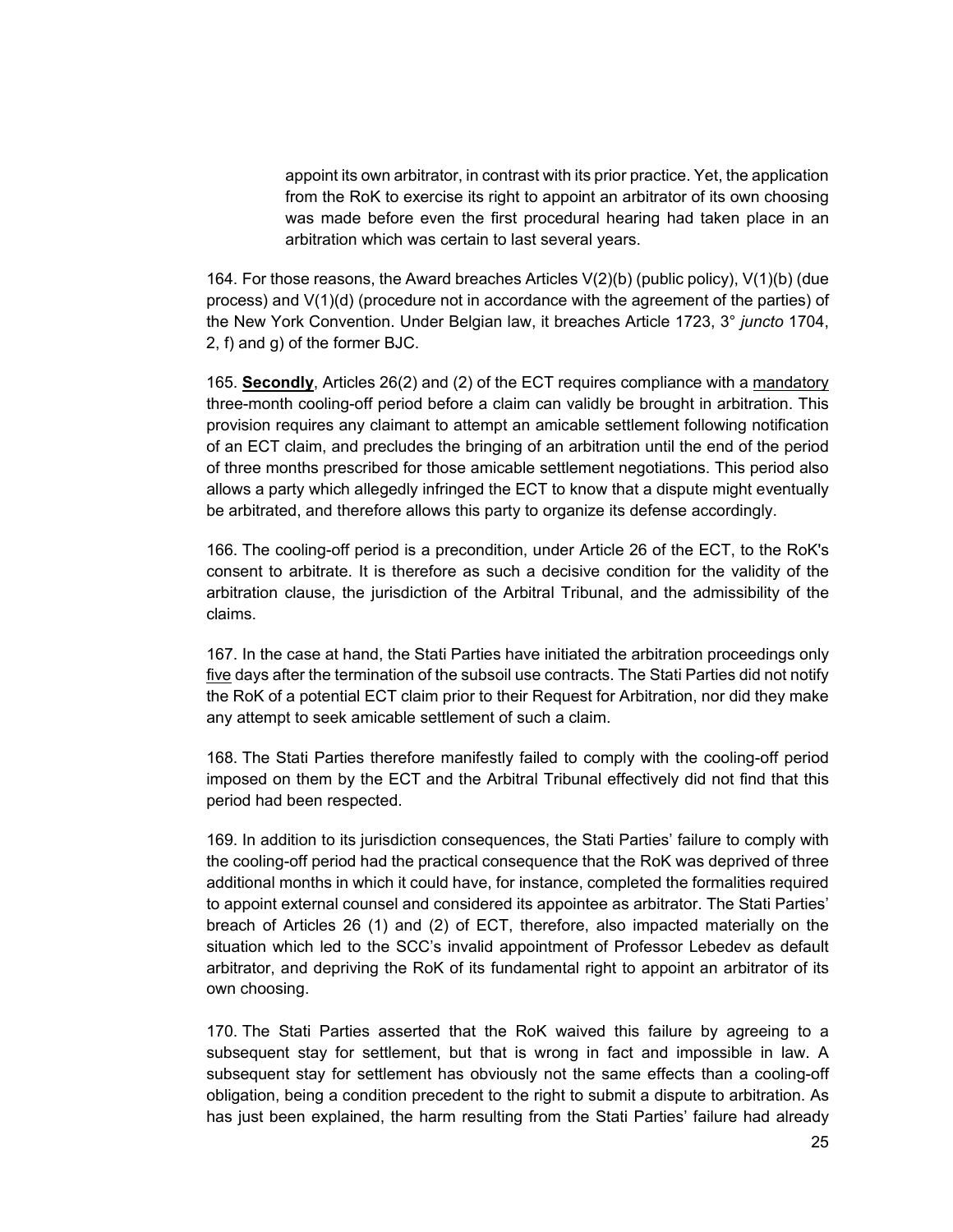> appoint its own arbitrator, in contrast with its prior practice. Yet, the application from the RoK to exercise its right to appoint an arbitrator of its own choosing was made before even the first procedural hearing had taken place in an arbitration which was certain to last several years.

164. For those reasons, the Award breaches Articles V(2)(b) (public policy), V(1)(b) (due process) and V(1)(d) (procedure not in accordance with the agreement of the parties) of the New York Convention. Under Belgian law, it breaches Article 1723, 3° *juncto* 1704, 2, f) and g) of the former BJC.

165. **Secondly**, Articles 26(2) and (2) of the ECT requires compliance with a mandatory three-month cooling-off period before a claim can validly be brought in arbitration. This provision requires any claimant to attempt an amicable settlement following notification of an ECT claim, and precludes the bringing of an arbitration until the end of the period of three months prescribed for those amicable settlement negotiations. This period also allows a party which allegedly infringed the ECT to know that a dispute might eventually be arbitrated, and therefore allows this party to organize its defense accordingly.

166. The cooling-off period is a precondition, under Article 26 of the ECT, to the RoK's consent to arbitrate. It is therefore as such a decisive condition for the validity of the arbitration clause, the jurisdiction of the Arbitral Tribunal, and the admissibility of the claims.

167. In the case at hand, the Stati Parties have initiated the arbitration proceedings only five days after the termination of the subsoil use contracts. The Stati Parties did not notify the RoK of a potential ECT claim prior to their Request for Arbitration, nor did they make any attempt to seek amicable settlement of such a claim.

168. The Stati Parties therefore manifestly failed to comply with the cooling-off period imposed on them by the ECT and the Arbitral Tribunal effectively did not find that this period had been respected.

169. In addition to its jurisdiction consequences, the Stati Parties' failure to comply with the cooling-off period had the practical consequence that the RoK was deprived of three additional months in which it could have, for instance, completed the formalities required to appoint external counsel and considered its appointee as arbitrator. The Stati Parties' breach of Articles 26 (1) and (2) of ECT, therefore, also impacted materially on the situation which led to the SCC's invalid appointment of Professor Lebedev as default arbitrator, and depriving the RoK of its fundamental right to appoint an arbitrator of its own choosing.

170. The Stati Parties asserted that the RoK waived this failure by agreeing to a subsequent stay for settlement, but that is wrong in fact and impossible in law. A subsequent stay for settlement has obviously not the same effects than a cooling-off obligation, being a condition precedent to the right to submit a dispute to arbitration. As has just been explained, the harm resulting from the Stati Parties' failure had already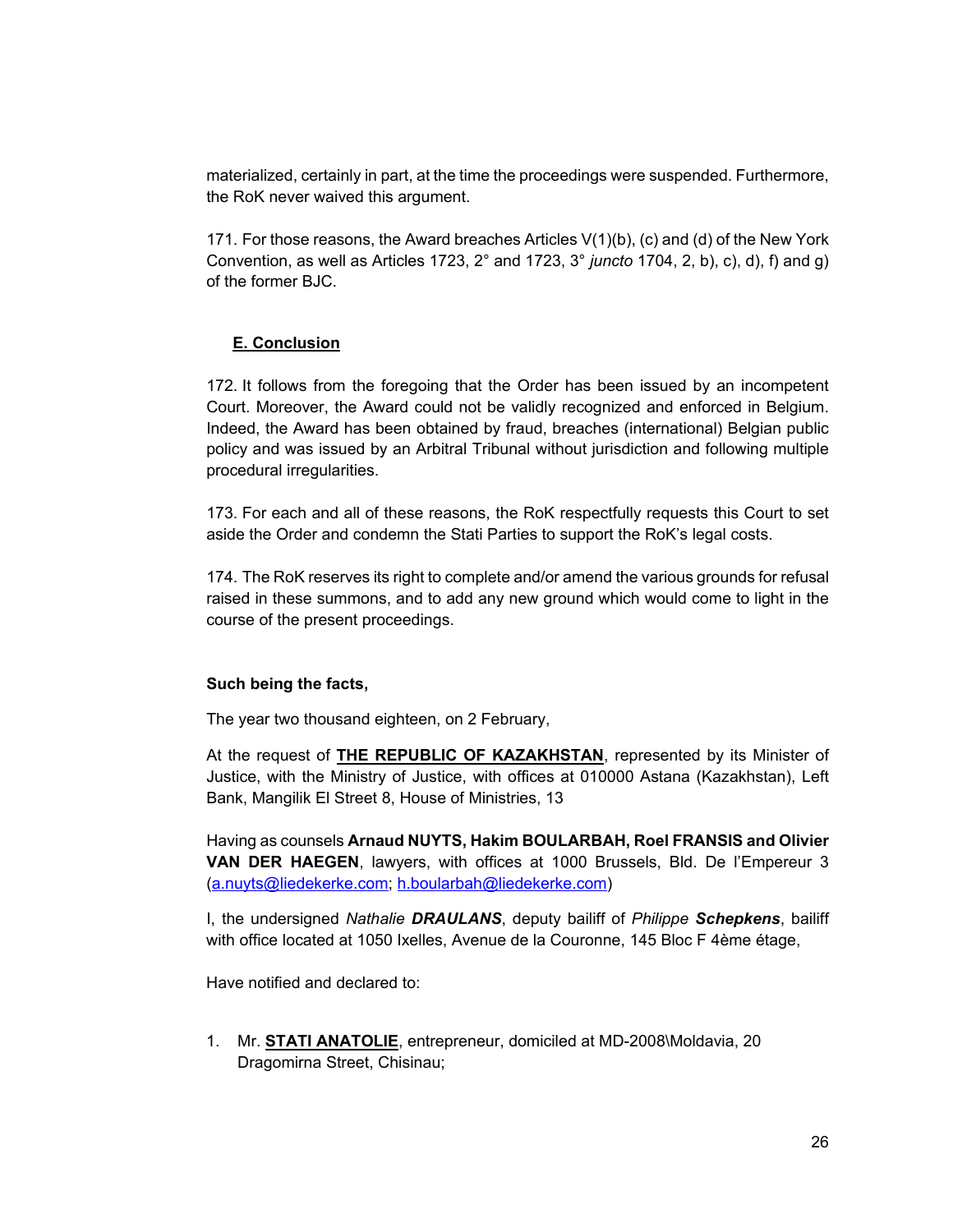materialized, certainly in part, at the time the proceedings were suspended. Furthermore, the RoK never waived this argument.

171. For those reasons, the Award breaches Articles V(1)(b), (c) and (d) of the New York Convention, as well as Articles 1723, 2° and 1723, 3° *juncto* 1704, 2, b), c), d), f) and g) of the former BJC.

## E. Conclusion

172. It follows from the foregoing that the Order has been issued by an incompetent Court. Moreover, the Award could not be validly recognized and enforced in Belgium. Indeed, the Award has been obtained by fraud, breaches (international) Belgian public policy and was issued by an Arbitral Tribunal without jurisdiction and following multiple procedural irregularities.

173. For each and all of these reasons, the RoK respectfully requests this Court to set aside the Order and condemn the Stati Parties to support the RoK's legal costs.

174. The RoK reserves its right to complete and/or amend the various grounds for refusal raised in these summons, and to add any new ground which would come to light in the course of the present proceedings.

**Such being the facts,**

The year two thousand eighteen, on 2 February,

At the request of **THE REPUBLIC OF KAZAKHSTAN**, represented by its Minister of Justice, with the Ministry of Justice, with offices at 010000 Astana (Kazakhstan), Left Bank, Mangilik El Street 8, House of Ministries, 13

Having as counsels **Arnaud NUYTS, Hakim BOULARBAH, Roel FRANSIS and Olivier VAN DER HAEGEN**, lawyers, with offices at 1000 Brussels, Bld. De l'Empereur 3 (a.nuyts@liedekerke.com; h.boularbah@liedekerke.com)

I, the undersigned *Nathalie* ***DRAULANS***, deputy bailiff of *Philippe* ***Schepkens***, bailiff with office located at 1050 Ixelles, Avenue de la Couronne, 145 Bloc F 4ème étage,

Have notified and declared to:

1. Mr. **STATI ANATOLIE**, entrepreneur, domiciled at MD-2008\Moldavia, 20 Dragomirna Street, Chisinau;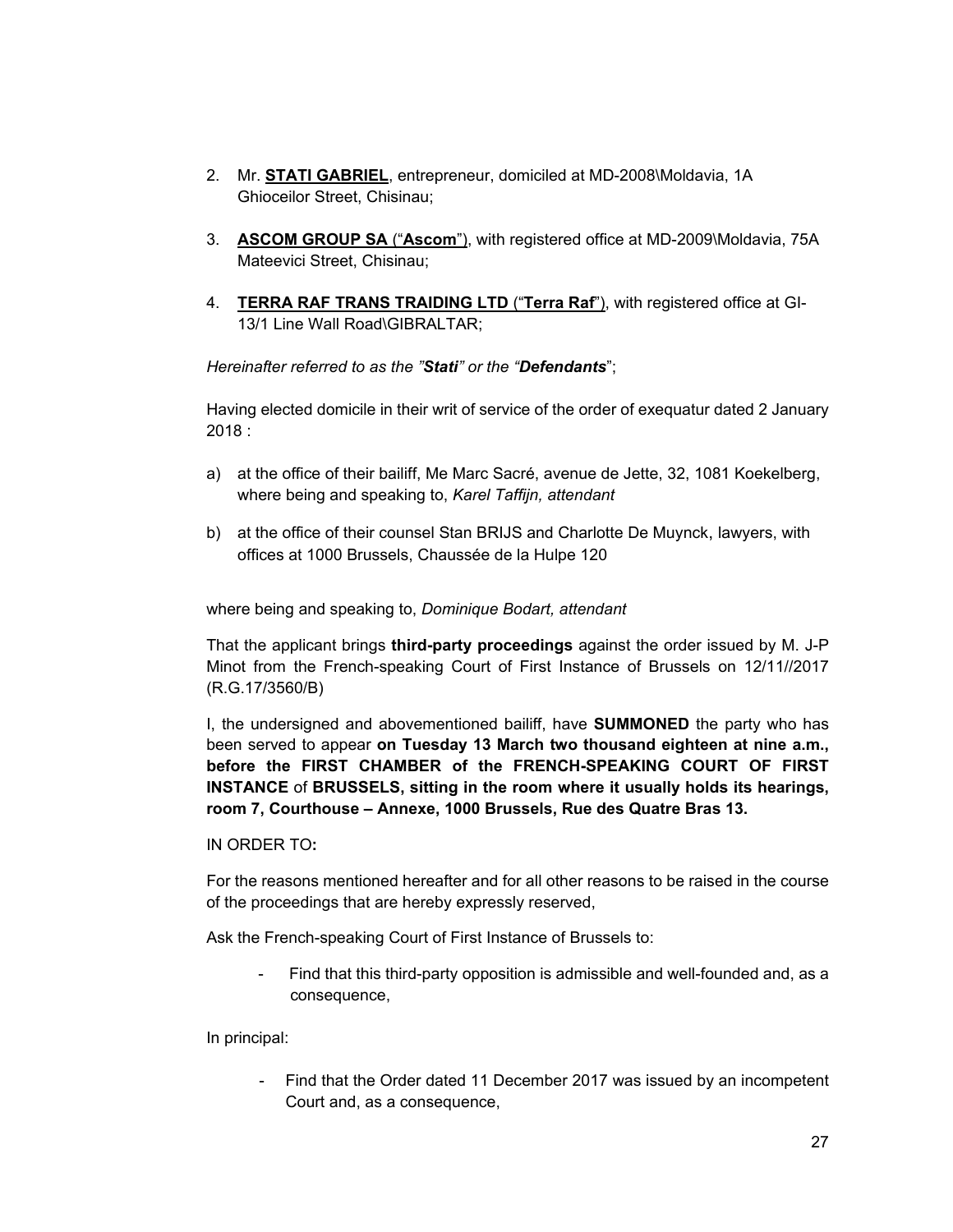2. Mr. **STATI GABRIEL**, entrepreneur, domiciled at MD-2008\Moldavia, 1A Ghioceilor Street, Chisinau;

3. **ASCOM GROUP SA** ("**Ascom**"), with registered office at MD-2009\Moldavia, 75A Mateevici Street, Chisinau;

4. **TERRA RAF TRANS TRAIDING LTD** ("**Terra Raf**"), with registered office at GI-13/1 Line Wall Road\GIBRALTAR;

*Hereinafter referred to as the "**Stati**" or the "**Defendants**"*;

Having elected domicile in their writ of service of the order of exequatur dated 2 January 2018 :

a) at the office of their bailiff, Me Marc Sacré, avenue de Jette, 32, 1081 Koekelberg, where being and speaking to, *Karel Taffijn, attendant*

b) at the office of their counsel Stan BRIJS and Charlotte De Muynck, lawyers, with offices at 1000 Brussels, Chaussée de la Hulpe 120

where being and speaking to, *Dominique Bodart, attendant*

That the applicant brings **third-party proceedings** against the order issued by M. J-P Minot from the French-speaking Court of First Instance of Brussels on 12/11//2017 (R.G.17/3560/B)

I, the undersigned and abovementioned bailiff, have **SUMMONED** the party who has been served to appear **on Tuesday 13 March two thousand eighteen at nine a.m., before the FIRST CHAMBER of the FRENCH-SPEAKING COURT OF FIRST INSTANCE** of **BRUSSELS, sitting in the room where it usually holds its hearings, room 7, Courthouse – Annexe, 1000 Brussels, Rue des Quatre Bras 13.**

IN ORDER TO**:**

For the reasons mentioned hereafter and for all other reasons to be raised in the course of the proceedings that are hereby expressly reserved,

Ask the French-speaking Court of First Instance of Brussels to:

- Find that this third-party opposition is admissible and well-founded and, as a consequence,

In principal:

- Find that the Order dated 11 December 2017 was issued by an incompetent Court and, as a consequence,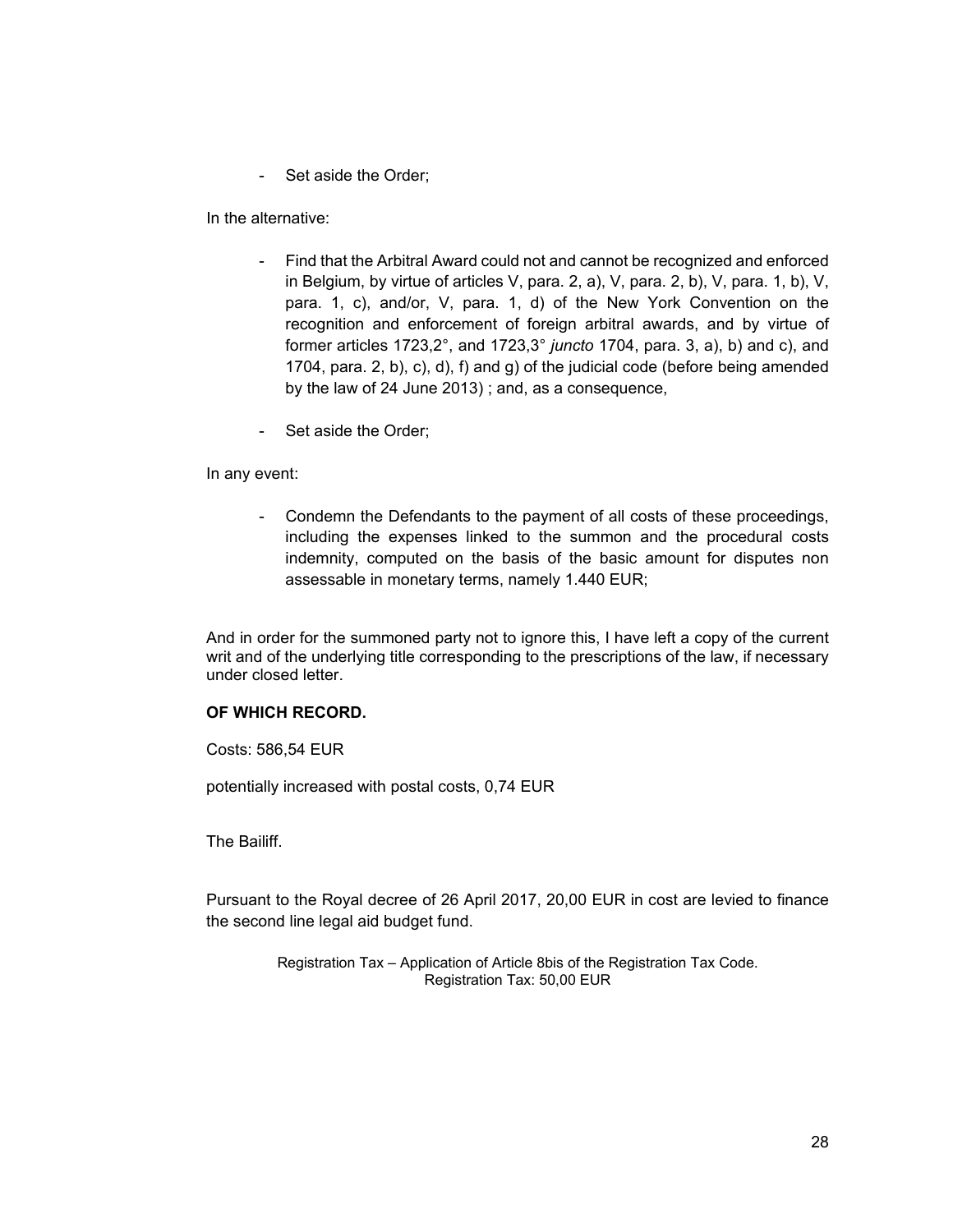- Set aside the Order;

In the alternative:

- Find that the Arbitral Award could not and cannot be recognized and enforced in Belgium, by virtue of articles V, para. 2, a), V, para. 2, b), V, para. 1, b), V, para. 1, c), and/or, V, para. 1, d) of the New York Convention on the recognition and enforcement of foreign arbitral awards, and by virtue of former articles 1723,2°, and 1723,3° *juncto* 1704, para. 3, a), b) and c), and 1704, para. 2, b), c), d), f) and g) of the judicial code (before being amended by the law of 24 June 2013) ; and, as a consequence,

- Set aside the Order;

In any event:

- Condemn the Defendants to the payment of all costs of these proceedings, including the expenses linked to the summon and the procedural costs indemnity, computed on the basis of the basic amount for disputes non assessable in monetary terms, namely 1.440 EUR;

And in order for the summoned party not to ignore this, I have left a copy of the current writ and of the underlying title corresponding to the prescriptions of the law, if necessary under closed letter.

**OF WHICH RECORD.**

Costs: 586,54 EUR

potentially increased with postal costs, 0,74 EUR

The Bailiff.

Pursuant to the Royal decree of 26 April 2017, 20,00 EUR in cost are levied to finance the second line legal aid budget fund.

Registration Tax – Application of Article 8bis of the Registration Tax Code.
Registration Tax: 50,00 EUR